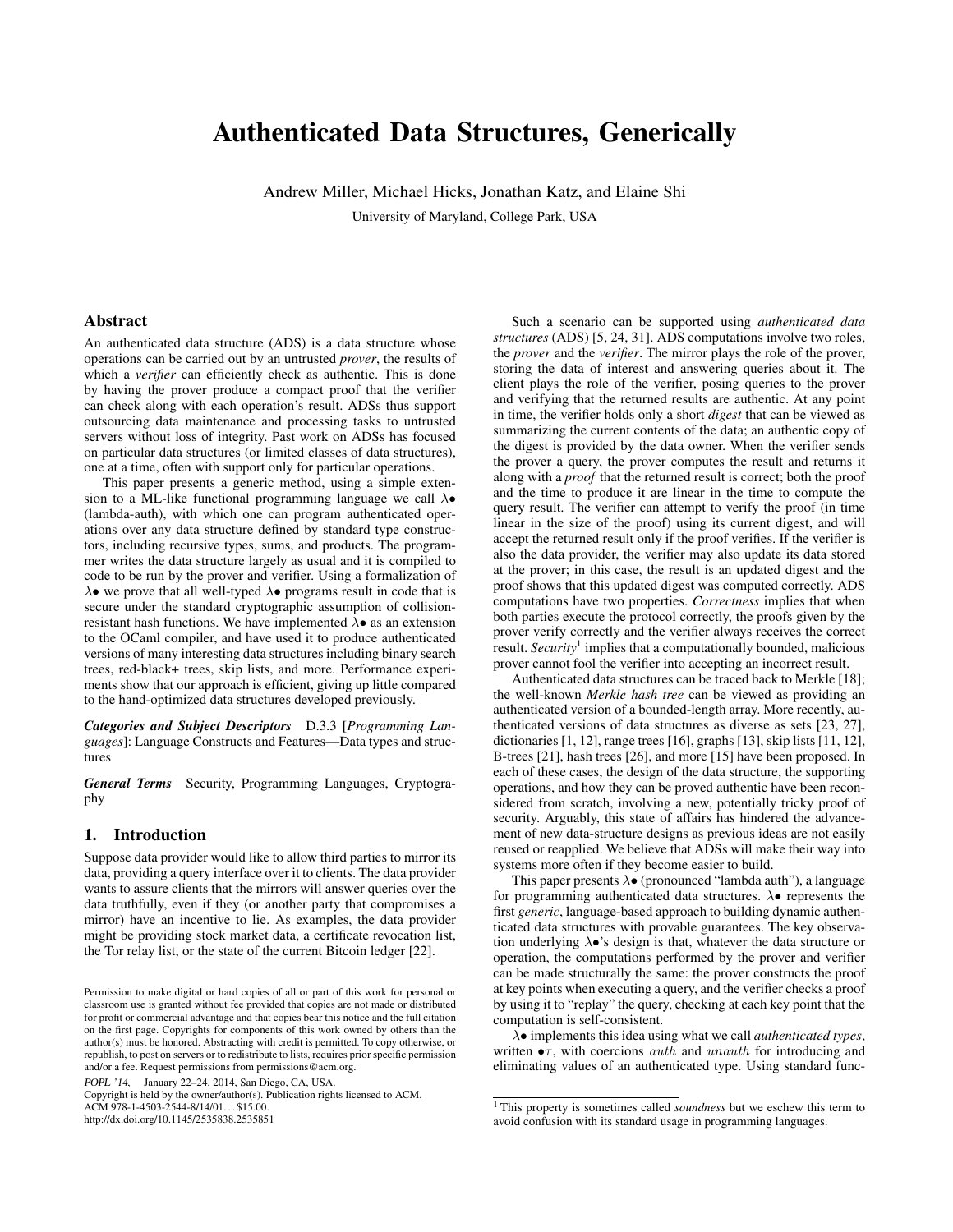# Authenticated Data Structures, Generically

Andrew Miller, Michael Hicks, Jonathan Katz, and Elaine Shi

University of Maryland, College Park, USA

## Abstract

An authenticated data structure (ADS) is a data structure whose operations can be carried out by an untrusted *prover*, the results of which a *verifier* can efficiently check as authentic. This is done by having the prover produce a compact proof that the verifier can check along with each operation's result. ADSs thus support outsourcing data maintenance and processing tasks to untrusted servers without loss of integrity. Past work on ADSs has focused on particular data structures (or limited classes of data structures), one at a time, often with support only for particular operations.

This paper presents a generic method, using a simple extension to a ML-like functional programming language we call λ• (lambda-auth), with which one can program authenticated operations over any data structure defined by standard type constructors, including recursive types, sums, and products. The programmer writes the data structure largely as usual and it is compiled to code to be run by the prover and verifier. Using a formalization of λ• we prove that all well-typed λ• programs result in code that is secure under the standard cryptographic assumption of collision-resistant hash functions. We have implemented λ• as an extension to the OCaml compiler, and have used it to produce authenticated versions of many interesting data structures including binary search trees, red-black+ trees, skip lists, and more. Performance experiments show that our approach is efficient, giving up little compared to the hand-optimized data structures developed previously.

***Categories and Subject Descriptors*** D.3.3 [*Programming Languages*]: Language Constructs and Features—Data types and structures

***General Terms*** Security, Programming Languages, Cryptography

## 1. Introduction

Suppose data provider would like to allow third parties to mirror its data, providing a query interface over it to clients. The data provider wants to assure clients that the mirrors will answer queries over the data truthfully, even if they (or another party that compromises a mirror) have an incentive to lie. As examples, the data provider might be providing stock market data, a certificate revocation list, the Tor relay list, or the state of the current Bitcoin ledger [22].

Permission to make digital or hard copies of all or part of this work for personal or classroom use is granted without fee provided that copies are not made or distributed for profit or commercial advantage and that copies bear this notice and the full citation on the first page. Copyrights for components of this work owned by others than the author(s) must be honored. Abstracting with credit is permitted. To copy otherwise, or republish, to post on servers or to redistribute to lists, requires prior specific permission and/or a fee. Request permissions from permissions@acm.org.

*POPL '14*, January 22–24, 2014, San Diego, CA, USA.
Copyright is held by the owner/author(s). Publication rights licensed to ACM.
ACM 978-1-4503-2544-8/14/01…$15.00.
http://dx.doi.org/10.1145/2535838.2535851

Such a scenario can be supported using *authenticated data structures* (ADS) [5, 24, 31]. ADS computations involve two roles, the *prover* and the *verifier*. The mirror plays the role of the prover, storing the data of interest and answering queries about it. The client plays the role of the verifier, posing queries to the prover and verifying that the returned results are authentic. At any point in time, the verifier holds only a short *digest* that can be viewed as summarizing the current contents of the data; an authentic copy of the digest is provided by the data owner. When the verifier sends the prover a query, the prover computes the result and returns it along with a *proof* that the returned result is correct; both the proof and the time to produce it are linear in the time to compute the query result. The verifier can attempt to verify the proof (in time linear in the size of the proof) using its current digest, and will accept the returned result only if the proof verifies. If the verifier is also the data provider, the verifier may also update its data stored at the prover; in this case, the result is an updated digest and the proof shows that this updated digest was computed correctly. ADS computations have two properties. *Correctness* implies that when both parties execute the protocol correctly, the proofs given by the prover verify correctly and the verifier always receives the correct result. *Security*[1] implies that a computationally bounded, malicious prover cannot fool the verifier into accepting an incorrect result.

Authenticated data structures can be traced back to Merkle [18]; the well-known *Merkle hash tree* can be viewed as providing an authenticated version of a bounded-length array. More recently, authenticated versions of data structures as diverse as sets [23, 27], dictionaries [1, 12], range trees [16], graphs [13], skip lists [11, 12], B-trees [21], hash trees [26], and more [15] have been proposed. In each of these cases, the design of the data structure, the supporting operations, and how they can be proved authentic have been reconsidered from scratch, involving a new, potentially tricky proof of security. Arguably, this state of affairs has hindered the advancement of new data-structure designs as previous ideas are not easily reused or reapplied. We believe that ADSs will make their way into systems more often if they become easier to build.

This paper presents λ• (pronounced "lambda auth"), a language for programming authenticated data structures. λ• represents the first *generic*, language-based approach to building dynamic authenticated data structures with provable guarantees. The key observation underlying λ•'s design is that, whatever the data structure or operation, the computations performed by the prover and verifier can be made structurally the same: the prover constructs the proof at key points when executing a query, and the verifier checks a proof by using it to "replay" the query, checking at each key point that the computation is self-consistent.

λ• implements this idea using what we call *authenticated types*, written $\bullet\tau$, with coercions $auth$ and $unauth$ for introducing and eliminating values of an authenticated type. Using standard func-

[1] This property is sometimes called *soundness* but we eschew this term to avoid confusion with its standard usage in programming languages.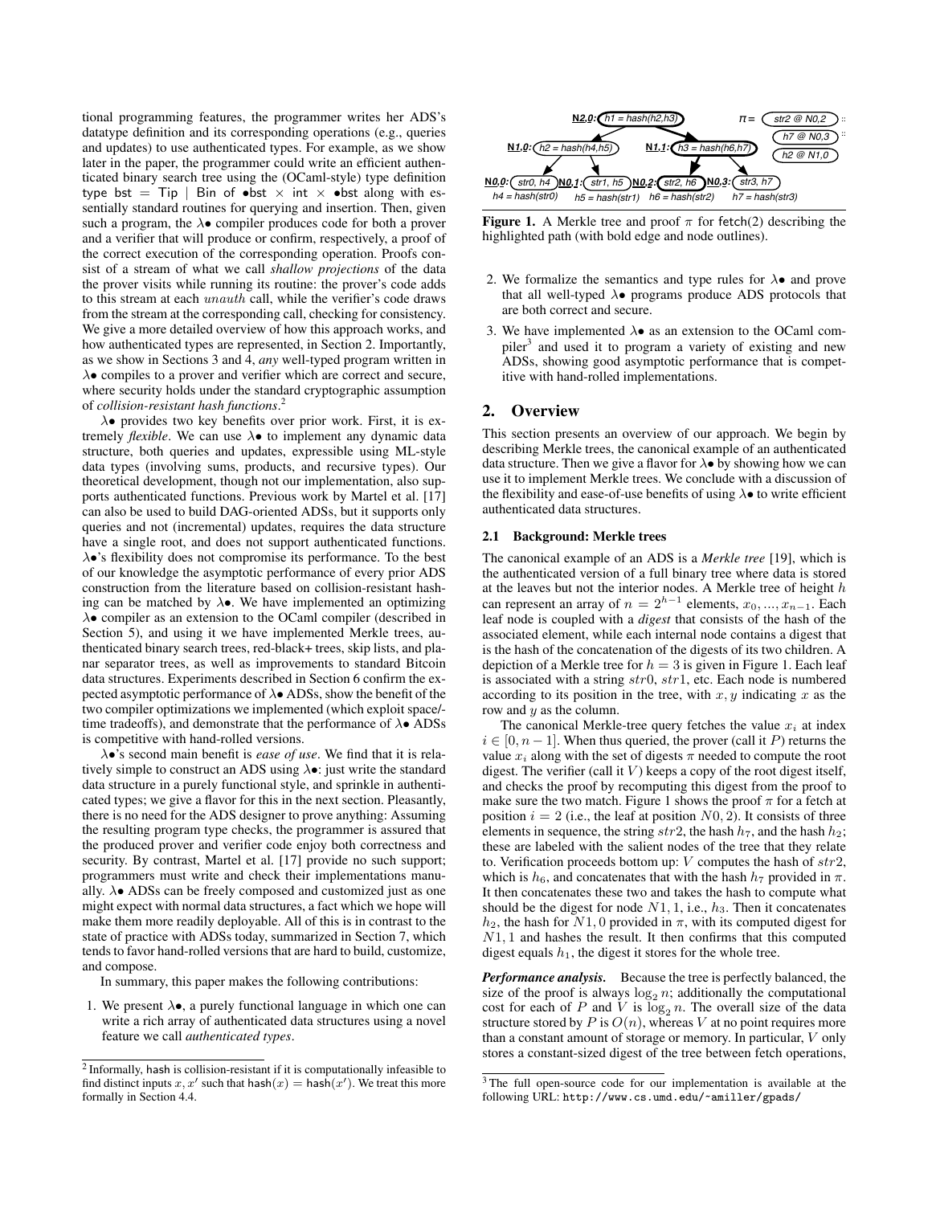tional programming features, the programmer writes her ADS's datatype definition and its corresponding operations (e.g., queries and updates) to use authenticated types. For example, as we show later in the paper, the programmer could write an efficient authenticated binary search tree using the (OCaml-style) type definition type bst = Tip | Bin of •bst × int × •bst along with essentially standard routines for querying and insertion. Then, given such a program, the λ• compiler produces code for both a prover and a verifier that will produce or confirm, respectively, a proof of the correct execution of the corresponding operation. Proofs consist of a stream of what we call *shallow projections* of the data the prover visits while running its routine: the prover's code adds to this stream at each *unauth* call, while the verifier's code draws from the stream at the corresponding call, checking for consistency. We give a more detailed overview of how this approach works, and how authenticated types are represented, in Section 2. Importantly, as we show in Sections 3 and 4, *any* well-typed program written in λ• compiles to a prover and verifier which are correct and secure, where security holds under the standard cryptographic assumption of *collision-resistant hash functions*.[2]

λ• provides two key benefits over prior work. First, it is extremely *flexible*. We can use λ• to implement any dynamic data structure, both queries and updates, expressible using ML-style data types (involving sums, products, and recursive types). Our theoretical development, though not our implementation, also supports authenticated functions. Previous work by Martel et al. [17] can also be used to build DAG-oriented ADSs, but it supports only queries and not (incremental) updates, requires the data structure have a single root, and does not support authenticated functions. λ•'s flexibility does not compromise its performance. To the best of our knowledge the asymptotic performance of every prior ADS construction from the literature based on collision-resistant hashing can be matched by λ•. We have implemented an optimizing λ• compiler as an extension to the OCaml compiler (described in Section 5), and using it we have implemented Merkle trees, authenticated binary search trees, red-black+ trees, skip lists, and planar separator trees, as well as improvements to standard Bitcoin data structures. Experiments described in Section 6 confirm the expected asymptotic performance of λ• ADSs, show the benefit of the two compiler optimizations we implemented (which exploit space/time tradeoffs), and demonstrate that the performance of λ• ADSs is competitive with hand-rolled versions.

λ•'s second main benefit is *ease of use*. We find that it is relatively simple to construct an ADS using λ•: just write the standard data structure in a purely functional style, and sprinkle in authenticated types; we give a flavor for this in the next section. Pleasantly, there is no need for the ADS designer to prove anything: Assuming the resulting program type checks, the programmer is assured that the produced prover and verifier code enjoy both correctness and security. By contrast, Martel et al. [17] provide no such support; programmers must write and check their implementations manually. λ• ADSs can be freely composed and customized just as one might expect with normal data structures, a fact which we hope will make them more readily deployable. All of this is in contrast to the state of practice with ADSs today, summarized in Section 7, which tends to favor hand-rolled versions that are hard to build, customize, and compose.

In summary, this paper makes the following contributions:

1. We present λ•, a purely functional language in which one can write a rich array of authenticated data structures using a novel feature we call *authenticated types*.
2. We formalize the semantics and type rules for λ• and prove that all well-typed λ• programs produce ADS protocols that are both correct and secure.
3. We have implemented λ• as an extension to the OCaml compiler[3] and used it to program a variety of existing and new ADSs, showing good asymptotic performance that is competitive with hand-rolled implementations.

[2] Informally, hash is collision-resistant if it is computationally infeasible to find distinct inputs $x, x'$ such that $\mathsf{hash}(x) = \mathsf{hash}(x')$. We treat this more formally in Section 4.4.

N2,0: h1 = hash(h2,h3)
N1,0: h2 = hash(h4,h5)
N1,1: h3 = hash(h6,h7)
N0,0: str0, h4
N0,1: str1, h5
N0,2: str2, h6
N0,3: str3, h7
h4 = hash(str0)
h5 = hash(str1)
h6 = hash(str2)
h7 = hash(str3)
π = str2 @ N0,2 :: h7 @ N0,3 :: h2 @ N1,0

**Figure 1.** A Merkle tree and proof $\pi$ for fetch(2) describing the highlighted path (with bold edge and node outlines).

## 2. Overview

This section presents an overview of our approach. We begin by describing Merkle trees, the canonical example of an authenticated data structure. Then we give a flavor for λ• by showing how we can use it to implement Merkle trees. We conclude with a discussion of the flexibility and ease-of-use benefits of using λ• to write efficient authenticated data structures.

### 2.1 Background: Merkle trees

The canonical example of an ADS is a *Merkle tree* [19], which is the authenticated version of a full binary tree where data is stored at the leaves but not the interior nodes. A Merkle tree of height $h$ can represent an array of $n = 2^{h-1}$ elements, $x_0, ..., x_{n-1}$. Each leaf node is coupled with a *digest* that consists of the hash of the associated element, while each internal node contains a digest that is the hash of the concatenation of the digests of its two children. A depiction of a Merkle tree for $h = 3$ is given in Figure 1. Each leaf is associated with a string $str0$, $str1$, etc. Each node is numbered according to its position in the tree, with $x, y$ indicating $x$ as the row and $y$ as the column.

The canonical Merkle-tree query fetches the value $x_i$ at index $i \in [0, n-1]$. When thus queried, the prover (call it $P$) returns the value $x_i$ along with the set of digests $\pi$ needed to compute the root digest. The verifier (call it $V$) keeps a copy of the root digest itself, and checks the proof by recomputing this digest from the proof to make sure the two match. Figure 1 shows the proof $\pi$ for a fetch at position $i = 2$ (i.e., the leaf at position $N0, 2$). It consists of three elements in sequence, the string $str2$, the hash $h_7$, and the hash $h_2$; these are labeled with the salient nodes of the tree that they relate to. Verification proceeds bottom up: $V$ computes the hash of $str2$, which is $h_6$, and concatenates that with the hash $h_7$ provided in $\pi$. It then concatenates these two and takes the hash to compute what should be the digest for node $N1, 1$, i.e., $h_3$. Then it concatenates $h_2$, the hash for $N1, 0$ provided in $\pi$, with its computed digest for $N1, 1$ and hashes the result. It then confirms that this computed digest equals $h_1$, the digest it stores for the whole tree.

***Performance analysis.*** Because the tree is perfectly balanced, the size of the proof is always $\log_2 n$; additionally the computational cost for each of $P$ and $V$ is $\log_2 n$. The overall size of the data structure stored by $P$ is $O(n)$, whereas $V$ at no point requires more than a constant amount of storage or memory. In particular, $V$ only stores a constant-sized digest of the tree between fetch operations,

[3] The full open-source code for our implementation is available at the following URL: http://www.cs.umd.edu/~amiller/gpads/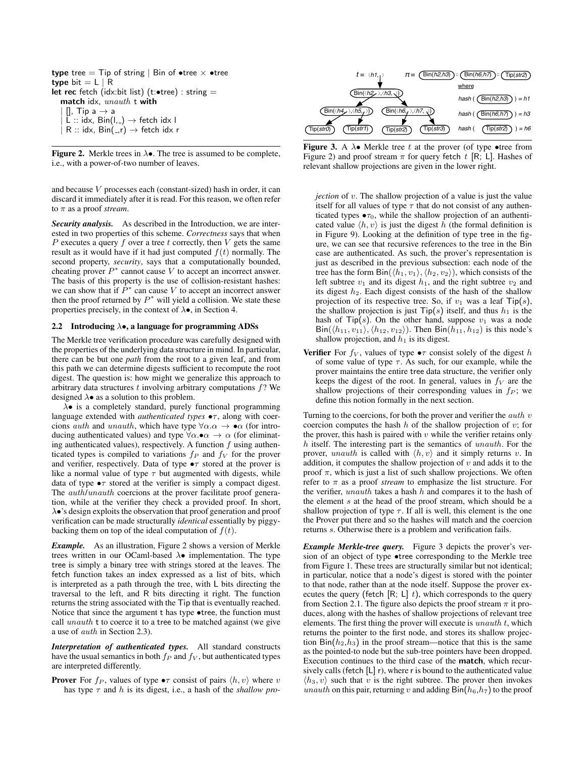```
type tree = Tip of string | Bin of •tree × •tree
type bit = L | R
let rec fetch (idx:bit list) (t:•tree) : string =
  match idx, unauth t with
  | [], Tip a → a
  | L :: idx, Bin(l,_) → fetch idx l
  | R :: idx, Bin(_,r) → fetch idx r
```

**Figure 2.** Merkle trees in λ•. The tree is assumed to be complete, i.e., with a power-of-two number of leaves.

and because $V$ processes each (constant-sized) hash in order, it can discard it immediately after it is read. For this reason, we often refer to $\pi$ as a proof *stream*.

***Security analysis.*** As described in the Introduction, we are interested in two properties of this scheme. *Correctness* says that when $P$ executes a query $f$ over a tree $t$ correctly, then $V$ gets the same result as it would have if it had just computed $f(t)$ normally. The second property, *security*, says that a computationally bounded, cheating prover $P^*$ cannot cause $V$ to accept an incorrect answer. The basis of this property is the use of collision-resistant hashes: we can show that if $P^*$ can cause $V$ to accept an incorrect answer then the proof returned by $P^*$ will yield a collision. We state these properties precisely, in the context of λ•, in Section 4.

## 2.2 Introducing λ•, a language for programming ADSs

The Merkle tree verification procedure was carefully designed with the properties of the underlying data structure in mind. In particular, there can be but one *path* from the root to a given leaf, and from this path we can determine digests sufficient to recompute the root digest. The question is: how might we generalize this approach to arbitrary data structures $t$ involving arbitrary computations $f$? We designed λ• as a solution to this problem.

λ• is a completely standard, purely functional programming language extended with *authenticated types* $\bullet\tau$, along with coercions $auth$ and $unauth$, which have type $\forall\alpha.\alpha \rightarrow \bullet\alpha$ (for introducing authenticated values) and type $\forall\alpha.\bullet\alpha \rightarrow \alpha$ (for eliminating authenticated values), respectively. A function $f$ using authenticated types is compiled to variations $f_P$ and $f_V$ for the prover and verifier, respectively. Data of type $\bullet\tau$ stored at the prover is like a normal value of type $\tau$ but augmented with digests, while data of type $\bullet\tau$ stored at the verifier is simply a compact digest. The $auth$/$unauth$ coercions at the prover facilitate proof generation, while at the verifier they check a provided proof. In short, λ•'s design exploits the observation that proof generation and proof verification can be made structurally *identical* essentially by piggybacking them on top of the ideal computation of $f(t)$.

***Example.*** As an illustration, Figure 2 shows a version of Merkle trees written in our OCaml-based λ• implementation. The type tree is simply a binary tree with strings stored at the leaves. The fetch function takes an index expressed as a list of bits, which is interpreted as a path through the tree, with L bits directing the traversal to the left, and R bits directing it right. The function returns the string associated with the Tip that is eventually reached. Notice that since the argument t has type •tree, the function must call $unauth$ t to coerce it to a tree to be matched against (we give a use of $auth$ in Section 2.3).

***Interpretation of authenticated types.*** All standard constructs have the usual semantics in both $f_P$ and $f_V$, but authenticated types are interpreted differently.

**Prover** For $f_P$, values of type $\bullet\tau$ consist of pairs $\langle h, v\rangle$ where $v$ has type $\tau$ and $h$ is its digest, i.e., a hash of the *shallow projection* of $v$. The shallow projection of a value is just the value itself for all values of type $\tau$ that do not consist of any authenticated types $\bullet\tau_0$, while the shallow projection of an authenticated value $\langle h, v\rangle$ is just the digest $h$ (the formal definition is in Figure 9). Looking at the definition of type tree in the figure, we can see that recursive references to the tree in the Bin case are authenticated. As such, the prover's representation is just as described in the previous subsection: each node of the tree has the form $\mathsf{Bin}(\langle h_1, v_1\rangle, \langle h_2, v_2\rangle)$, which consists of the left subtree $v_1$ and its digest $h_1$, and the right subtree $v_2$ and its digest $h_2$. Each digest consists of the hash of the shallow projection of its respective tree. So, if $v_1$ was a leaf $\mathsf{Tip}(s)$, the shallow projection is just $\mathsf{Tip}(s)$ itself, and thus $h_1$ is the hash of $\mathsf{Tip}(s)$. On the other hand, suppose $v_1$ was a node $\mathsf{Bin}(\langle h_{11}, v_{11}\rangle, \langle h_{12}, v_{12}\rangle)$. Then $\mathsf{Bin}(h_{11}, h_{12})$ is this node's shallow projection, and $h_1$ is its digest.

**Verifier** For $f_V$, values of type $\bullet\tau$ consist solely of the digest $h$ of some value of type $\tau$. As such, for our example, while the prover maintains the entire tree data structure, the verifier only keeps the digest of the root. In general, values in $f_V$ are the shallow projections of their corresponding values in $f_P$; we define this notion formally in the next section.

Turning to the coercions, for both the prover and verifier the $auth\ v$ coercion computes the hash $h$ of the shallow projection of $v$; for the prover, this hash is paired with $v$ while the verifier retains only $h$ itself. The interesting part is the semantics of $unauth$. For the prover, $unauth$ is called with $\langle h, v\rangle$ and it simply returns $v$. In addition, it computes the shallow projection of $v$ and adds it to the proof $\pi$, which is just a list of such shallow projections. We often refer to $\pi$ as a proof *stream* to emphasize the list structure. For the verifier, $unauth$ takes a hash $h$ and compares it to the hash of the element $s$ at the head of the proof stream, which should be a shallow projection of type $\tau$. If all is well, this element is the one the Prover put there and so the hashes will match and the coercion returns $s$. Otherwise there is a problem and verification fails.

***Example Merkle-tree query.*** Figure 3 depicts the prover's version of an object of type •tree corresponding to the Merkle tree from Figure 1. These trees are structurally similar but not identical; in particular, notice that a node's digest is stored with the pointer to that node, rather than at the node itself. Suppose the prover executes the query (fetch [R; L] $t$), which corresponds to the query from Section 2.1. The figure also depicts the proof stream $\pi$ it produces, along with the hashes of shallow projections of relevant tree elements. The first thing the prover will execute is $unauth\ t$, which returns the pointer to the first node, and stores its shallow projection $\mathsf{Bin}(h_2,h_3)$ in the proof stream—notice that this is the same as the pointed-to node but the sub-tree pointers have been dropped. Execution continues to the third case of the **match**, which recursively calls (fetch [L] r), where r is bound to the authenticated value $\langle h_3, v\rangle$ such that $v$ is the right subtree. The prover then invokes $unauth$ on this pair, returning $v$ and adding $\mathsf{Bin}(h_6,h_7)$ to the proof

**Figure 3.** A λ• Merkle tree $t$ at the prover (of type •tree from Figure 2) and proof stream $\pi$ for query fetch $t$ [R; L]. Hashes of relevant shallow projections are given in the lower right.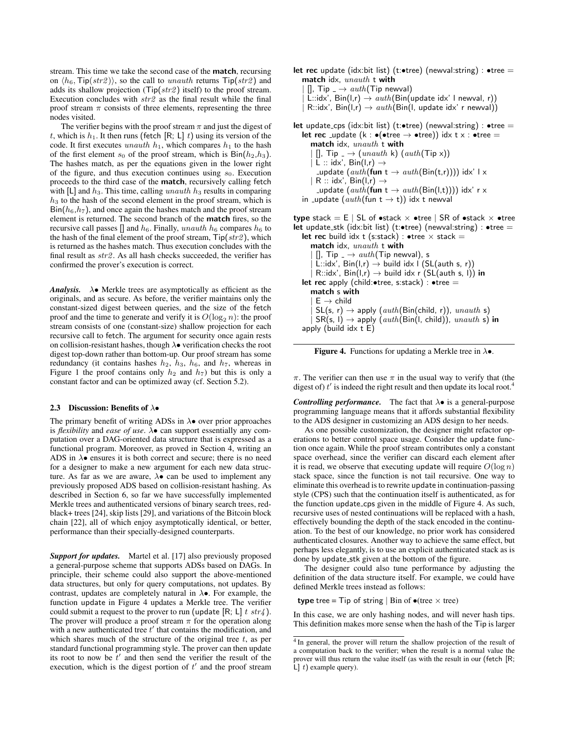stream. This time we take the second case of the **match**, recursing on $\langle h_6, \mathsf{Tip}(str2)\rangle$, so the call to $unauth$ returns $\mathsf{Tip}(str2)$ and adds its shallow projection ($\mathsf{Tip}(str2)$ itself) to the proof stream. Execution concludes with $str2$ as the final result while the final proof stream $\pi$ consists of three elements, representing the three nodes visited.

The verifier begins with the proof stream $\pi$ and just the digest of $t$, which is $h_1$. It then runs (fetch [R; L] $t$) using its version of the code. It first executes $unauth\ h_1$, which compares $h_1$ to the hash of the first element $s_0$ of the proof stream, which is $\mathsf{Bin}(h_2,h_3)$. The hashes match, as per the equations given in the lower right of the figure, and thus execution continues using $s_0$. Execution proceeds to the third case of the **match**, recursively calling fetch with [L] and $h_3$. This time, calling $unauth\ h_3$ results in comparing $h_3$ to the hash of the second element in the proof stream, which is $\mathsf{Bin}(h_6,h_7)$, and once again the hashes match and the proof stream element is returned. The second branch of the **match** fires, so the recursive call passes [] and $h_6$. Finally, $unauth\ h_6$ compares $h_6$ to the hash of the final element of the proof stream, $\mathsf{Tip}(str2)$, which is returned as the hashes match. Thus execution concludes with the final result as $str2$. As all hash checks succeeded, the verifier has confirmed the prover's execution is correct.

***Analysis.*** λ• Merkle trees are asymptotically as efficient as the originals, and as secure. As before, the verifier maintains only the constant-sized digest between queries, and the size of the fetch proof and the time to generate and verify it is $O(\log_2 n)$: the proof stream consists of one (constant-size) shallow projection for each recursive call to fetch. The argument for security once again rests on collision-resistant hashes, though λ• verification checks the root digest top-down rather than bottom-up. Our proof stream has some redundancy (it contains hashes $h_2$, $h_3$, $h_6$, and $h_7$, whereas in Figure 1 the proof contains only $h_2$ and $h_7$) but this is only a constant factor and can be optimized away (cf. Section 5.2).

### 2.3 Discussion: Benefits of λ•

The primary benefit of writing ADSs in λ• over prior approaches is *flexibility* and *ease of use*. λ• can support essentially any computation over a DAG-oriented data structure that is expressed as a functional program. Moreover, as proved in Section 4, writing an ADS in λ• ensures it is both correct and secure; there is no need for a designer to make a new argument for each new data structure. As far as we are aware, λ• can be used to implement any previously proposed ADS based on collision-resistant hashing. As described in Section 6, so far we have successfully implemented Merkle trees and authenticated versions of binary search trees, red-black+ trees [24], skip lists [29], and variations of the Bitcoin block chain [22], all of which enjoy asymptotically identical, or better, performance than their specially-designed counterparts.

***Support for updates.*** Martel et al. [17] also previously proposed a general-purpose scheme that supports ADSs based on DAGs. In principle, their scheme could also support the above-mentioned data structures, but only for query computations, not updates. By contrast, updates are completely natural in λ•. For example, the function update in Figure 4 updates a Merkle tree. The verifier could submit a request to the prover to run (update [R; L] $t$ $str4$). The prover will produce a proof stream $\pi$ for the operation along with a new authenticated tree $t'$ that contains the modification, and which shares much of the structure of the original tree $t$, as per standard functional programming style. The prover can then update its root to now be $t'$ and then send the verifier the result of the execution, which is the digest portion of $t'$ and the proof stream $\pi$. The verifier can then use $\pi$ in the usual way to verify that (the digest of) $t'$ is indeed the right result and then update its local root.[4]

```
let rec update (idx:bit list) (t:•tree) (newval:string) : •tree =
  match idx, unauth t with
  | [], Tip _ → auth(Tip newval)
  | L::idx', Bin(l,r) → auth(Bin(update idx' l newval, r))
  | R::idx', Bin(l,r) → auth(Bin(l, update idx' r newval))

let update_cps (idx:bit list) (t:•tree) (newval:string) : •tree =
  let rec _update (k : •(•tree → •tree)) idx t x : •tree =
    match idx, unauth t with
    | [], Tip _ → (unauth k) (auth(Tip x))
    | L :: idx', Bin(l,r) →
      _update (auth(fun t → auth(Bin(t,r)))) idx' l x
    | R :: idx', Bin(l,r) →
      _update (auth(fun t → auth(Bin(l,t)))) idx' r x
  in _update (auth(fun t → t)) idx t newval

type stack = E | SL of •stack × •tree | SR of •stack × •tree
let update_stk (idx:bit list) (t:•tree) (newval:string) : •tree =
  let rec build idx t (s:stack) : •tree × stack =
    match idx, unauth t with
    | [], Tip _ → auth(Tip newval), s
    | L::idx', Bin(l,r) → build idx l (SL(auth s, r))
    | R::idx', Bin(l,r) → build idx r (SL(auth s, l)) in
  let rec apply (child:•tree, s:stack) : •tree =
    match s with
    | E → child
    | SL(s, r) → apply (auth(Bin(child, r)), unauth s)
    | SR(s, l) → apply (auth(Bin(l, child)), unauth s) in
  apply (build idx t E)
```

**Figure 4.** Functions for updating a Merkle tree in λ•.

***Controlling performance.*** The fact that λ• is a general-purpose programming language means that it affords substantial flexibility to the ADS designer in customizing an ADS design to her needs.

As one possible customization, the designer might refactor operations to better control space usage. Consider the update function once again. While the proof stream contributes only a constant space overhead, since the verifier can discard each element after it is read, we observe that executing update will require $O(\log n)$ stack space, since the function is not tail recursive. One way to eliminate this overhead is to rewrite update in continuation-passing style (CPS) such that the continuation itself is authenticated, as for the function update_cps given in the middle of Figure 4. As such, recursive uses of nested continuations will be replaced with a hash, effectively bounding the depth of the stack encoded in the continuation. To the best of our knowledge, no prior work has considered authenticated closures. Another way to achieve the same effect, but perhaps less elegantly, is to use an explicit authenticated stack as is done by update_stk given at the bottom of the figure.

The designer could also tune performance by adjusting the definition of the data structure itself. For example, we could have defined Merkle trees instead as follows:

```
type tree = Tip of string | Bin of •(tree × tree)
```

In this case, we are only hashing nodes, and will never hash tips. This definition makes more sense when the hash of the Tip is larger

[4] In general, the prover will return the shallow projection of the result of a computation back to the verifier; when the result is a normal value the prover will thus return the value itself (as with the result in our (fetch [R; L] $t$) example query).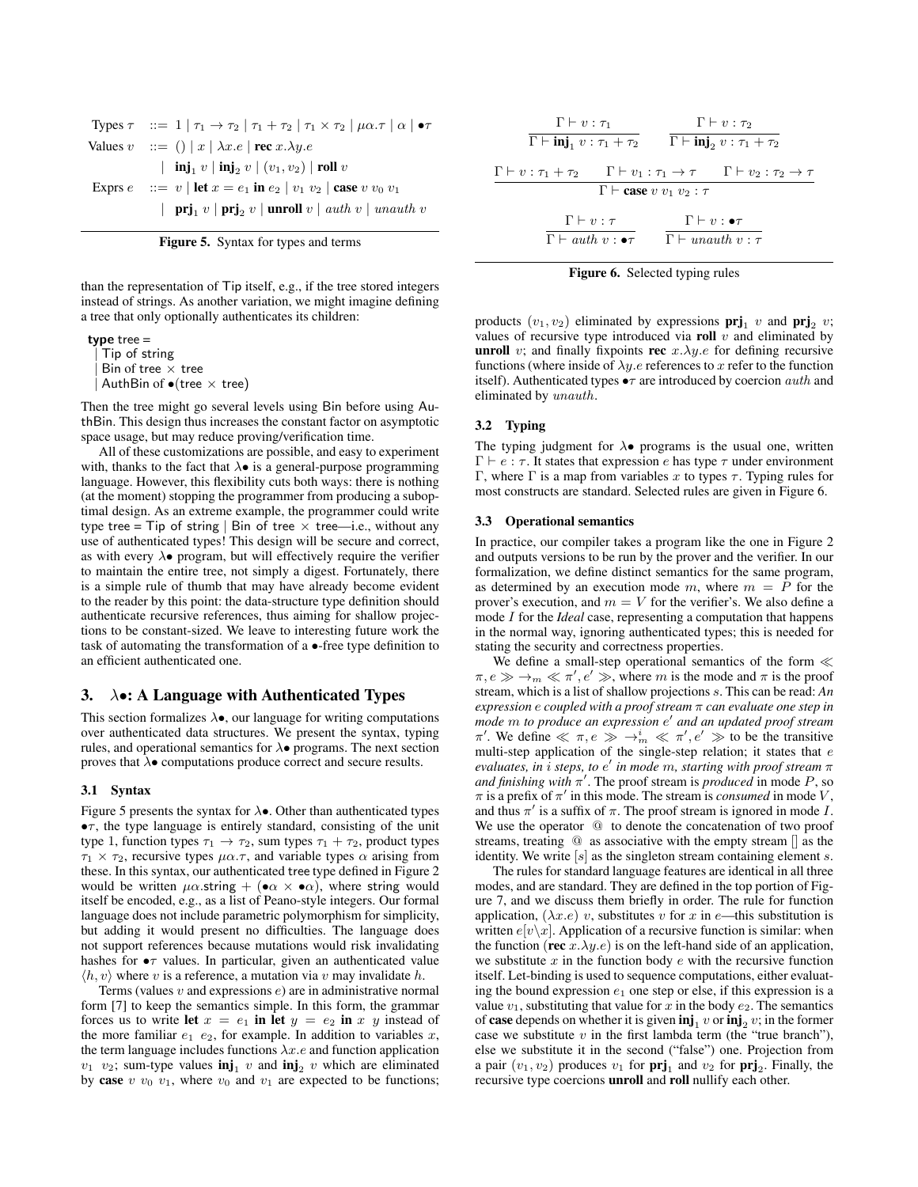$$
\begin{array}{rcl}
\text{Types } \tau & ::= & 1 \mid \tau_1 \to \tau_2 \mid \tau_1 + \tau_2 \mid \tau_1 \times \tau_2 \mid \mu\alpha.\tau \mid \alpha \mid \bullet\tau \\
\text{Values } v & ::= & () \mid x \mid \lambda x.e \mid \textbf{rec}\ x.\lambda y.e \\
& \mid & \textbf{inj}_1\ v \mid \textbf{inj}_2\ v \mid (v_1, v_2) \mid \textbf{roll}\ v \\
\text{Exprs } e & ::= & v \mid \textbf{let}\ x = e_1\ \textbf{in}\ e_2 \mid v_1\ v_2 \mid \textbf{case}\ v\ v_0\ v_1 \\
& \mid & \textbf{prj}_1\ v \mid \textbf{prj}_2\ v \mid \textbf{unroll}\ v \mid auth\ v \mid unauth\ v
\end{array}
$$

**Figure 5.** Syntax for types and terms

than the representation of Tip itself, e.g., if the tree stored integers instead of strings. As another variation, we might imagine defining a tree that only optionally authenticates its children:

```
type tree =
  | Tip of string
  | Bin of tree × tree
  | AuthBin of •(tree × tree)
```

Then the tree might go several levels using Bin before using AuthBin. This design thus increases the constant factor on asymptotic space usage, but may reduce proving/verification time.

All of these customizations are possible, and easy to experiment with, thanks to the fact that λ• is a general-purpose programming language. However, this flexibility cuts both ways: there is nothing (at the moment) stopping the programmer from producing a suboptimal design. As an extreme example, the programmer could write type tree = Tip of string | Bin of tree × tree—i.e., without any use of authenticated types! This design will be secure and correct, as with every λ• program, but will effectively require the verifier to maintain the entire tree, not simply a digest. Fortunately, there is a simple rule of thumb that may have already become evident to the reader by this point: the data-structure type definition should authenticate recursive references, thus aiming for shallow projections to be constant-sized. We leave to interesting future work the task of automating the transformation of a •-free type definition to an efficient authenticated one.

## 3. λ•: A Language with Authenticated Types

This section formalizes λ•, our language for writing computations over authenticated data structures. We present the syntax, typing rules, and operational semantics for λ• programs. The next section proves that λ• computations produce correct and secure results.

### 3.1 Syntax

Figure 5 presents the syntax for λ•. Other than authenticated types $\bullet\tau$, the type language is entirely standard, consisting of the unit type 1, function types $\tau_1 \to \tau_2$, sum types $\tau_1 + \tau_2$, product types $\tau_1 \times \tau_2$, recursive types $\mu\alpha.\tau$, and variable types $\alpha$ arising from these. In this syntax, our authenticated tree type defined in Figure 2 would be written $\mu\alpha.\text{string} + (\bullet\alpha \times \bullet\alpha)$, where string would itself be encoded, e.g., as a list of Peano-style integers. Our formal language does not include parametric polymorphism for simplicity, but adding it would present no difficulties. The language does not support references because mutations would risk invalidating hashes for $\bullet\tau$ values. In particular, given an authenticated value $\langle h, v\rangle$ where $v$ is a reference, a mutation via $v$ may invalidate $h$.

Terms (values $v$ and expressions $e$) are in administrative normal form [7] to keep the semantics simple. In this form, the grammar forces us to write **let** $x = e_1$ **in let** $y = e_2$ **in** $x\ y$ instead of the more familiar $e_1\ e_2$, for example. In addition to variables $x$, the term language includes functions $\lambda x.e$ and function application $v_1\ v_2$; sum-type values $\textbf{inj}_1\ v$ and $\textbf{inj}_2\ v$ which are eliminated by **case** $v\ v_0\ v_1$, where $v_0$ and $v_1$ are expected to be functions; products $(v_1, v_2)$ eliminated by expressions $\textbf{prj}_1\ v$ and $\textbf{prj}_2\ v$; values of recursive type introduced via **roll** $v$ and eliminated by **unroll** $v$; and finally fixpoints **rec** $x.\lambda y.e$ for defining recursive functions (where inside of $\lambda y.e$ references to $x$ refer to the function itself). Authenticated types $\bullet\tau$ are introduced by coercion $auth$ and eliminated by $unauth$.

$$
\frac{\Gamma \vdash v : \tau_1}{\Gamma \vdash \textbf{inj}_1\ v : \tau_1 + \tau_2}
\qquad
\frac{\Gamma \vdash v : \tau_2}{\Gamma \vdash \textbf{inj}_2\ v : \tau_1 + \tau_2}
$$

$$
\frac{\Gamma \vdash v : \tau_1 + \tau_2 \qquad \Gamma \vdash v_1 : \tau_1 \to \tau \qquad \Gamma \vdash v_2 : \tau_2 \to \tau}{\Gamma \vdash \textbf{case}\ v\ v_1\ v_2 : \tau}
$$

$$
\frac{\Gamma \vdash v : \tau}{\Gamma \vdash auth\ v : \bullet\tau}
\qquad
\frac{\Gamma \vdash v : \bullet\tau}{\Gamma \vdash unauth\ v : \tau}
$$

**Figure 6.** Selected typing rules

### 3.2 Typing

The typing judgment for λ• programs is the usual one, written $\Gamma \vdash e : \tau$. It states that expression $e$ has type $\tau$ under environment $\Gamma$, where $\Gamma$ is a map from variables $x$ to types $\tau$. Typing rules for most constructs are standard. Selected rules are given in Figure 6.

### 3.3 Operational semantics

In practice, our compiler takes a program like the one in Figure 2 and outputs versions to be run by the prover and the verifier. In our formalization, we define distinct semantics for the same program, as determined by an execution mode $m$, where $m = P$ for the prover's execution, and $m = V$ for the verifier's. We also define a mode $I$ for the *Ideal* case, representing a computation that happens in the normal way, ignoring authenticated types; this is needed for stating the security and correctness properties.

We define a small-step operational semantics of the form $\ll \pi, e \gg \to_m \ll \pi', e' \gg$, where $m$ is the mode and $\pi$ is the proof stream, which is a list of shallow projections $s$. This can be read: *An expression $e$ coupled with a proof stream $\pi$ can evaluate one step in mode $m$ to produce an expression $e'$ and an updated proof stream $\pi'$.* We define $\ll \pi, e \gg \to_m^i \ll \pi', e' \gg$ to be the transitive multi-step application of the single-step relation; it states that $e$ *evaluates, in $i$ steps, to $e'$ in mode $m$, starting with proof stream $\pi$ and finishing with $\pi'$*. The proof stream is *produced* in mode $P$, so $\pi$ is a prefix of $\pi'$ in this mode. The stream is *consumed* in mode $V$, and thus $\pi'$ is a suffix of $\pi$. The proof stream is ignored in mode $I$. We use the operator @ to denote the concatenation of two proof streams, treating @ as associative with the empty stream [] as the identity. We write $[s]$ as the singleton stream containing element $s$.

The rules for standard language features are identical in all three modes, and are standard. They are defined in the top portion of Figure 7, and we discuss them briefly in order. The rule for function application, $(\lambda x.e)\ v$, substitutes $v$ for $x$ in $e$—this substitution is written $e[v\backslash x]$. Application of a recursive function is similar: when the function (**rec** $x.\lambda y.e$) is on the left-hand side of an application, we substitute $x$ in the function body $e$ with the recursive function itself. Let-binding is used to sequence computations, either evaluating the bound expression $e_1$ one step or else, if this expression is a value $v_1$, substituting that value for $x$ in the body $e_2$. The semantics of **case** depends on whether it is given $\textbf{inj}_1\ v$ or $\textbf{inj}_2\ v$; in the former case we substitute $v$ in the first lambda term (the "true branch"), else we substitute it in the second ("false") one. Projection from a pair $(v_1, v_2)$ produces $v_1$ for $\textbf{prj}_1$ and $v_2$ for $\textbf{prj}_2$. Finally, the recursive type coercions **unroll** and **roll** nullify each other.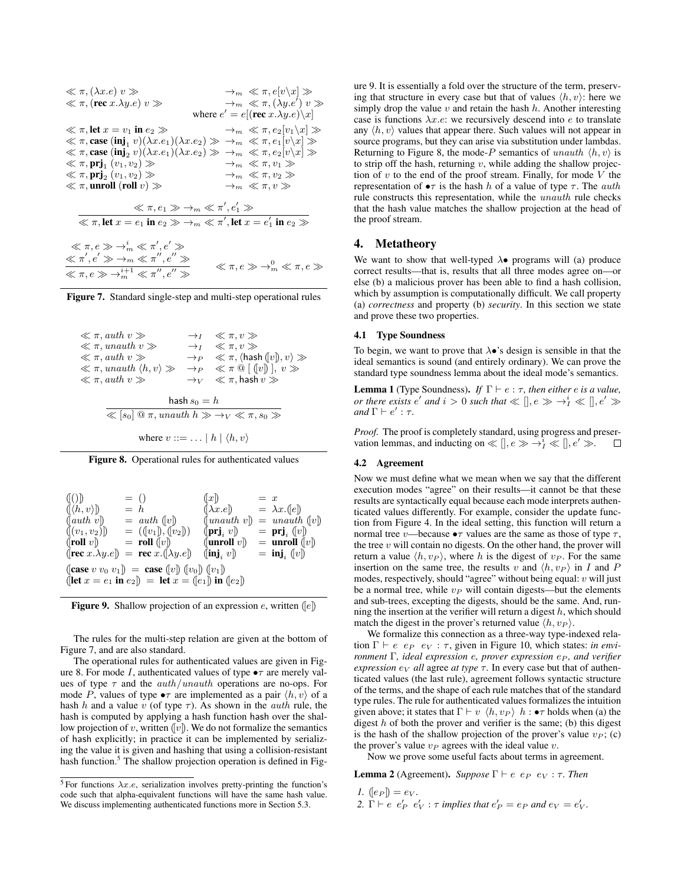$$
\begin{array}{lll}
\ll \pi, (\lambda x.e)\ v \gg & \rightarrow_m & \ll \pi, e[v \backslash x] \gg \\
\ll \pi, (\textbf{rec}\ x.\lambda y.e)\ v \gg & \rightarrow_m & \ll \pi, (\lambda y.e')\ v \gg \\
& & \text{where } e' = e[(\textbf{rec}\ x.\lambda y.e) \backslash x] \\
\ll \pi, \textbf{let}\ x = v_1\ \textbf{in}\ e_2 \gg & \rightarrow_m & \ll \pi, e_2[v_1 \backslash x] \gg \\
\ll \pi, \textbf{case}\ (\textbf{inj}_1\ v)(\lambda x.e_1)(\lambda x.e_2) \gg & \rightarrow_m & \ll \pi, e_1[v \backslash x] \gg \\
\ll \pi, \textbf{case}\ (\textbf{inj}_2\ v)(\lambda x.e_1)(\lambda x.e_2) \gg & \rightarrow_m & \ll \pi, e_2[v \backslash x] \gg \\
\ll \pi, \textbf{prj}_1\ (v_1, v_2) \gg & \rightarrow_m & \ll \pi, v_1 \gg \\
\ll \pi, \textbf{prj}_2\ (v_1, v_2) \gg & \rightarrow_m & \ll \pi, v_2 \gg \\
\ll \pi, \textbf{unroll}\ (\textbf{roll}\ v) \gg & \rightarrow_m & \ll \pi, v \gg
\end{array}
$$

$$
\frac{\ll \pi, e_1 \gg \rightarrow_m \ll \pi', e_1' \gg}{\ll \pi, \textbf{let}\ x = e_1\ \textbf{in}\ e_2 \gg \rightarrow_m \ll \pi', \textbf{let}\ x = e_1'\ \textbf{in}\ e_2 \gg}
$$

$$
\frac{\ll \pi, e \gg \rightarrow_m^i \ll \pi', e' \gg \quad \ll \pi', e' \gg \rightarrow_m \ll \pi'', e'' \gg}{\ll \pi, e \gg \rightarrow_m^{i+1} \ll \pi'', e'' \gg} \qquad \ll \pi, e \gg \rightarrow_m^0 \ll \pi, e \gg
$$

**Figure 7.** Standard single-step and multi-step operational rules

$$
\begin{array}{lll}
\ll \pi, auth\ v \gg & \rightarrow_I & \ll \pi, v \gg \\
\ll \pi, unauth\ v \gg & \rightarrow_I & \ll \pi, v \gg \\
\ll \pi, auth\ v \gg & \rightarrow_P & \ll \pi, \langle \mathsf{hash}\ (\![v]\!), v \rangle \gg \\
\ll \pi, unauth\ \langle h, v \rangle \gg & \rightarrow_P & \ll \pi\ @\ [\ (\![v]\!)\ ],\ v \gg \\
\ll \pi, auth\ v \gg & \rightarrow_V & \ll \pi, \mathsf{hash}\ v \gg
\end{array}
$$

$$
\frac{\mathsf{hash}\ s_0 = h}{\ll [s_0]\ @\ \pi, unauth\ h \gg \rightarrow_V \ll \pi, s_0 \gg}
$$

$$
\text{where } v ::= \ldots \mid h \mid \langle h, v \rangle
$$

**Figure 8.** Operational rules for authenticated values

$$
\begin{array}{llll}
(\![()]\!) = () & & (\![x]\!) = x & \\
(\![\langle h, v \rangle]\!) = h & & (\![\lambda x.e]\!) = \lambda x.(\![e]\!) & \\
(\![auth\ v]\!) = auth\ (\![v]\!) & & (\![unauth\ v]\!) = unauth\ (\![v]\!) & \\
(\![(v_1, v_2)]\!) = ((\![v_1]\!), (\![v_2]\!)) & & (\![\textbf{prj}_i\ v]\!) = \textbf{prj}_i\ (\![v]\!) & \\
(\![\textbf{roll}\ v]\!) = \textbf{roll}\ (\![v]\!) & & (\![\textbf{unroll}\ v]\!) = \textbf{unroll}\ (\![v]\!) & \\
(\![\textbf{rec}\ x.\lambda y.e]\!) = \textbf{rec}\ x.(\![\lambda y.e]\!) & & (\![\textbf{inj}_i\ v]\!) = \textbf{inj}_i\ (\![v]\!) &
\end{array}
$$

$$
(\![\textbf{case}\ v\ v_0\ v_1]\!) = \textbf{case}\ (\![v]\!)\ (\![v_0]\!)\ (\![v_1]\!)
$$
$$
(\![\textbf{let}\ x = e_1\ \textbf{in}\ e_2]\!) = \textbf{let}\ x = (\![e_1]\!)\ \textbf{in}\ (\![e_2]\!)
$$

**Figure 9.** Shallow projection of an expression $e$, written $(\![e]\!)$

The rules for the multi-step relation are given at the bottom of Figure 7, and are also standard.

The operational rules for authenticated values are given in Figure 8. For mode $I$, authenticated values of type $\bullet\tau$ are merely values of type $\tau$ and the $auth/unauth$ operations are no-ops. For mode $P$, values of type $\bullet\tau$ are implemented as a pair $\langle h, v \rangle$ of a hash $h$ and a value $v$ (of type $\tau$). As shown in the $auth$ rule, the hash is computed by applying a hash function hash over the shallow projection of $v$, written $(\![v]\!)$. We do not formalize the semantics of hash explicitly; in practice it can be implemented by serializing the value it is given and hashing that using a collision-resistant hash function.[5] The shallow projection operation is defined in Figure 9. It is essentially a fold over the structure of the term, preserving that structure in every case but that of values $\langle h, v \rangle$: here we simply drop the value $v$ and retain the hash $h$. Another interesting case is functions $\lambda x.e$: we recursively descend into $e$ to translate any $\langle h, v \rangle$ values that appear there. Such values will not appear in source programs, but they can arise via substitution under lambdas. Returning to Figure 8, the mode-$P$ semantics of $unauth\ \langle h, v \rangle$ is to strip off the hash, returning $v$, while adding the shallow projection of $v$ to the end of the proof stream. Finally, for mode $V$ the representation of $\bullet\tau$ is the hash $h$ of a value of type $\tau$. The $auth$ rule constructs this representation, while the $unauth$ rule checks that the hash value matches the shallow projection at the head of the proof stream.

[5] For functions $\lambda x.e$, serialization involves pretty-printing the function's code such that alpha-equivalent functions will have the same hash value. We discuss implementing authenticated functions more in Section 5.3.

## 4. Metatheory

We want to show that well-typed $\lambda\bullet$ programs will (a) produce correct results—that is, results that all three modes agree on—or else (b) a malicious prover has been able to find a hash collision, which by assumption is computationally difficult. We call property (a) *correctness* and property (b) *security*. In this section we state and prove these two properties.

### 4.1 Type Soundness

To begin, we want to prove that $\lambda\bullet$'s design is sensible in that the ideal semantics is sound (and entirely ordinary). We can prove the standard type soundness lemma about the ideal mode's semantics.

**Lemma 1** (Type Soundness). *If $\Gamma \vdash e : \tau$, then either $e$ is a value, or there exists $e'$ and $i > 0$ such that $\ll [], e \gg \rightarrow_I^i \ll [], e' \gg$ and $\Gamma \vdash e' : \tau$.*

*Proof.* The proof is completely standard, using progress and preservation lemmas, and inducting on $\ll [], e \gg \rightarrow_I^i \ll [], e' \gg$. ◻

### 4.2 Agreement

Now we must define what we mean when we say that the different execution modes "agree" on their results—it cannot be that these results are syntactically equal because each mode interprets authenticated values differently. For example, consider the update function from Figure 4. In the ideal setting, this function will return a normal tree $v$—because $\bullet\tau$ values are the same as those of type $\tau$, the tree $v$ will contain no digests. On the other hand, the prover will return a value $\langle h, v_P \rangle$, where $h$ is the digest of $v_P$. For the same insertion on the same tree, the results $v$ and $\langle h, v_P \rangle$ in $I$ and $P$ modes, respectively, should "agree" without being equal: $v$ will just be a normal tree, while $v_P$ will contain digests—but the elements and sub-trees, excepting the digests, should be the same. And, running the insertion at the verifier will return a digest $h$, which should match the digest in the prover's returned value $\langle h, v_P \rangle$.

We formalize this connection as a three-way type-indexed relation $\Gamma \vdash e\ \ e_P\ \ e_V : \tau$, given in Figure 10, which states: *in environment $\Gamma$, ideal expression $e$, prover expression $e_P$, and verifier expression $e_V$ all* agree *at type $\tau$.* In every case but that of authenticated values (the last rule), agreement follows syntactic structure of the terms, and the shape of each rule matches that of the standard type rules. The rule for authenticated values formalizes the intuition given above; it states that $\Gamma \vdash v\ \ \langle h, v_P \rangle\ \ h : \bullet\tau$ holds when (a) the digest $h$ of both the prover and verifier is the same; (b) this digest is the hash of the shallow projection of the prover's value $v_P$; (c) the prover's value $v_P$ agrees with the ideal value $v$.

Now we prove some useful facts about terms in agreement.

**Lemma 2** (Agreement). *Suppose $\Gamma \vdash e\ \ e_P\ \ e_V : \tau$. Then*

1. *$(\![e_P]\!) = e_V$.*
2. *$\Gamma \vdash e\ \ e_P'\ \ e_V' : \tau$ implies that $e_P' = e_P$ and $e_V = e_V'$.*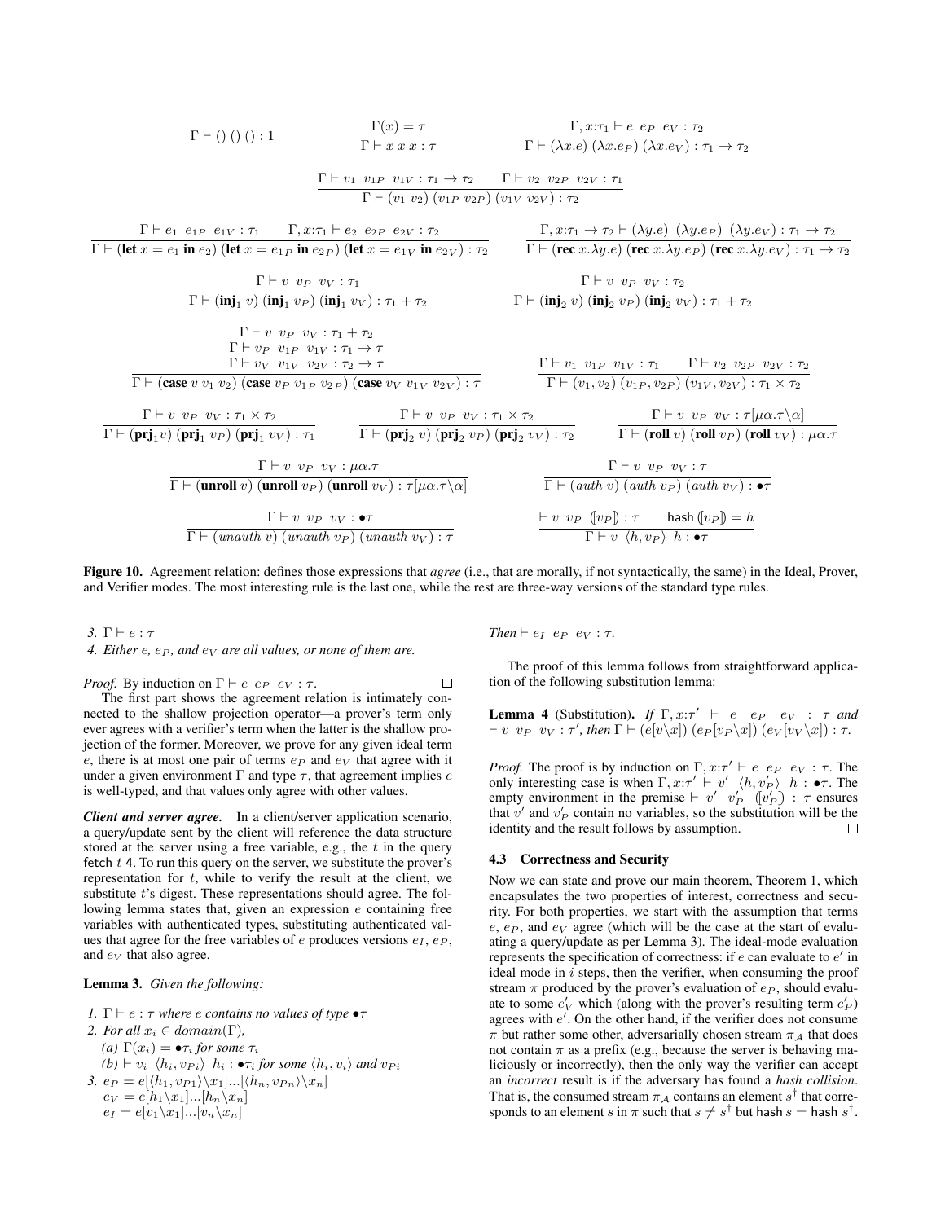$$\Gamma \vdash ()\ ()\ () : 1 \qquad \frac{\Gamma(x) = \tau}{\Gamma \vdash x\ x\ x : \tau} \qquad \frac{\Gamma, x{:}\tau_1 \vdash e\ \ e_P\ \ e_V : \tau_2}{\Gamma \vdash (\lambda x.e)\ (\lambda x.e_P)\ (\lambda x.e_V) : \tau_1 \rightarrow \tau_2}$$

$$\frac{\Gamma \vdash v_1\ \ v_{1P}\ \ v_{1V} : \tau_1 \rightarrow \tau_2 \qquad \Gamma \vdash v_2\ \ v_{2P}\ \ v_{2V} : \tau_1}{\Gamma \vdash (v_1\ v_2)\ (v_{1P}\ v_{2P})\ (v_{1V}\ v_{2V}) : \tau_2}$$

$$\frac{\Gamma \vdash e_1\ \ e_{1P}\ \ e_{1V} : \tau_1 \qquad \Gamma, x{:}\tau_1 \vdash e_2\ \ e_{2P}\ \ e_{2V} : \tau_2}{\Gamma \vdash (\textbf{let}\ x = e_1\ \textbf{in}\ e_2)\ (\textbf{let}\ x = e_{1P}\ \textbf{in}\ e_{2P})\ (\textbf{let}\ x = e_{1V}\ \textbf{in}\ e_{2V}) : \tau_2} \qquad \frac{\Gamma, x{:}\tau_1 \rightarrow \tau_2 \vdash (\lambda y.e)\ \ (\lambda y.e_P)\ \ (\lambda y.e_V) : \tau_1 \rightarrow \tau_2}{\Gamma \vdash (\textbf{rec}\ x.\lambda y.e)\ (\textbf{rec}\ x.\lambda y.e_P)\ (\textbf{rec}\ x.\lambda y.e_V) : \tau_1 \rightarrow \tau_2}$$

$$\frac{\Gamma \vdash v\ \ v_P\ \ v_V : \tau_1}{\Gamma \vdash (\textbf{inj}_1\ v)\ (\textbf{inj}_1\ v_P)\ (\textbf{inj}_1\ v_V) : \tau_1 + \tau_2} \qquad \frac{\Gamma \vdash v\ \ v_P\ \ v_V : \tau_2}{\Gamma \vdash (\textbf{inj}_2\ v)\ (\textbf{inj}_2\ v_P)\ (\textbf{inj}_2\ v_V) : \tau_1 + \tau_2}$$

$$\frac{\begin{array}{c}\Gamma \vdash v\ \ v_P\ \ v_V : \tau_1 + \tau_2 \\ \Gamma \vdash v_P\ \ v_{1P}\ \ v_{1V} : \tau_1 \rightarrow \tau \\ \Gamma \vdash v_V\ \ v_{1V}\ \ v_{2V} : \tau_2 \rightarrow \tau\end{array}}{\Gamma \vdash (\textbf{case}\ v\ v_1\ v_2)\ (\textbf{case}\ v_P\ v_{1P}\ v_{2P})\ (\textbf{case}\ v_V\ v_{1V}\ v_{2V}) : \tau} \qquad \frac{\Gamma \vdash v_1\ \ v_{1P}\ \ v_{1V} : \tau_1 \qquad \Gamma \vdash v_2\ \ v_{2P}\ \ v_{2V} : \tau_2}{\Gamma \vdash (v_1, v_2)\ (v_{1P}, v_{2P})\ (v_{1V}, v_{2V}) : \tau_1 \times \tau_2}$$

$$\frac{\Gamma \vdash v\ \ v_P\ \ v_V : \tau_1 \times \tau_2}{\Gamma \vdash (\textbf{prj}_1 v)\ (\textbf{prj}_1\ v_P)\ (\textbf{prj}_1\ v_V) : \tau_1} \qquad \frac{\Gamma \vdash v\ \ v_P\ \ v_V : \tau_1 \times \tau_2}{\Gamma \vdash (\textbf{prj}_2\ v)\ (\textbf{prj}_2\ v_P)\ (\textbf{prj}_2\ v_V) : \tau_2} \qquad \frac{\Gamma \vdash v\ \ v_P\ \ v_V : \tau[\mu\alpha.\tau \backslash \alpha]}{\Gamma \vdash (\textbf{roll}\ v)\ (\textbf{roll}\ v_P)\ (\textbf{roll}\ v_V) : \mu\alpha.\tau}$$

$$\frac{\Gamma \vdash v\ \ v_P\ \ v_V : \mu\alpha.\tau}{\Gamma \vdash (\textbf{unroll}\ v)\ (\textbf{unroll}\ v_P)\ (\textbf{unroll}\ v_V) : \tau[\mu\alpha.\tau \backslash \alpha]} \qquad \frac{\Gamma \vdash v\ \ v_P\ \ v_V : \tau}{\Gamma \vdash (auth\ v)\ (auth\ v_P)\ (auth\ v_V) : \bullet\tau}$$

$$\frac{\Gamma \vdash v\ \ v_P\ \ v_V : \bullet\tau}{\Gamma \vdash (unauth\ v)\ (unauth\ v_P)\ (unauth\ v_V) : \tau} \qquad \frac{\vdash v\ \ v_P\ \ (\!|v_P|\!) : \tau \qquad \mathsf{hash}\ (\!|v_P|\!) = h}{\Gamma \vdash v\ \ \langle h, v_P \rangle\ \ h : \bullet\tau}$$

**Figure 10.** Agreement relation: defines those expressions that *agree* (i.e., that are morally, if not syntactically, the same) in the Ideal, Prover, and Verifier modes. The most interesting rule is the last one, while the rest are three-way versions of the standard type rules.

*3.* $\Gamma \vdash e : \tau$

*4. Either $e$, $e_P$, and $e_V$ are all values, or none of them are.*

*Proof.* By induction on $\Gamma \vdash e\ \ e_P\ \ e_V : \tau$. □

The first part shows the agreement relation is intimately connected to the shallow projection operator—a prover's term only ever agrees with a verifier's term when the latter is the shallow projection of the former. Moreover, we prove for any given ideal term $e$, there is at most one pair of terms $e_P$ and $e_V$ that agree with it under a given environment $\Gamma$ and type $\tau$, that agreement implies $e$ is well-typed, and that values only agree with other values.

***Client and server agree.*** In a client/server application scenario, a query/update sent by the client will reference the data structure stored at the server using a free variable, e.g., the $t$ in the query fetch $t$ 4. To run this query on the server, we substitute the prover's representation for $t$, while to verify the result at the client, we substitute $t$'s digest. These representations should agree. The following lemma states that, given an expression $e$ containing free variables with authenticated types, substituting authenticated values that agree for the free variables of $e$ produces versions $e_I$, $e_P$, and $e_V$ that also agree.

**Lemma 3.** *Given the following:*

*1.* $\Gamma \vdash e : \tau$ *where $e$ contains no values of type $\bullet\tau$*

*2. For all $x_i \in domain(\Gamma)$,*

*(a)* $\Gamma(x_i) = \bullet\tau_i$ *for some* $\tau_i$

*(b)* $\vdash v_i\ \ \langle h_i, v_{Pi} \rangle\ \ h_i : \bullet\tau_i$ *for some* $\langle h_i, v_i \rangle$ *and* $v_{Pi}$

*3.* $e_P = e[\langle h_1, v_{P1} \rangle \backslash x_1]...[\langle h_n, v_{Pn} \rangle \backslash x_n]$
$e_V = e[h_1 \backslash x_1]...[h_n \backslash x_n]$
$e_I = e[v_1 \backslash x_1]...[v_n \backslash x_n]$

*Then* $\vdash e_I\ \ e_P\ \ e_V : \tau$.

The proof of this lemma follows from straightforward application of the following substitution lemma:

**Lemma 4** (Substitution). *If* $\Gamma, x{:}\tau' \vdash e\ \ e_P\ \ e_V : \tau$ *and* $\vdash v\ \ v_P\ \ v_V : \tau'$, *then* $\Gamma \vdash (e[v \backslash x])\ (e_P[v_P \backslash x])\ (e_V[v_V \backslash x]) : \tau$.

*Proof.* The proof is by induction on $\Gamma, x{:}\tau' \vdash e\ \ e_P\ \ e_V : \tau$. The only interesting case is when $\Gamma, x{:}\tau' \vdash v'\ \ \langle h, v'_P \rangle\ \ h : \bullet\tau$. The empty environment in the premise $\vdash v'\ \ v'_P\ \ (\!|v'_P|\!) : \tau$ ensures that $v'$ and $v'_P$ contain no variables, so the substitution will be the identity and the result follows by assumption. □

### 4.3 Correctness and Security

Now we can state and prove our main theorem, Theorem 1, which encapsulates the two properties of interest, correctness and security. For both properties, we start with the assumption that terms $e$, $e_P$, and $e_V$ agree (which will be the case at the start of evaluating a query/update as per Lemma 3). The ideal-mode evaluation represents the specification of correctness: if $e$ can evaluate to $e'$ in ideal mode in $i$ steps, then the verifier, when consuming the proof stream $\pi$ produced by the prover's evaluation of $e_P$, should evaluate to some $e'_V$ which (along with the prover's resulting term $e'_P$) agrees with $e'$. On the other hand, if the verifier does not consume $\pi$ but rather some other, adversarially chosen stream $\pi_{\mathcal{A}}$ that does not contain $\pi$ as a prefix (e.g., because the server is behaving maliciously or incorrectly), then the only way the verifier can accept an *incorrect* result is if the adversary has found a *hash collision*. That is, the consumed stream $\pi_{\mathcal{A}}$ contains an element $s^\dagger$ that corresponds to an element $s$ in $\pi$ such that $s \neq s^\dagger$ but $\mathsf{hash}\ s = \mathsf{hash}\ s^\dagger$.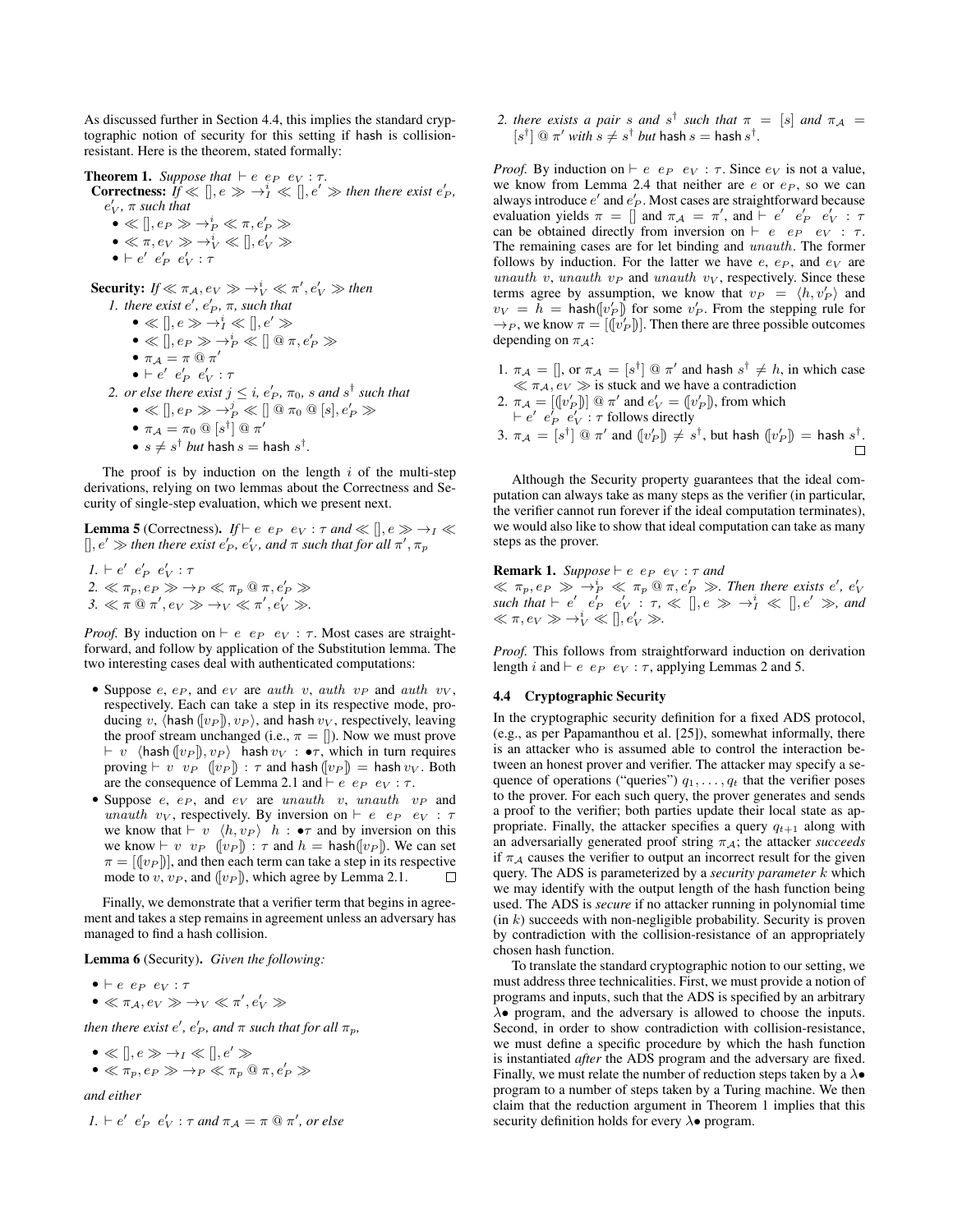As discussed further in Section 4.4, this implies the standard cryptographic notion of security for this setting if hash is collision-resistant. Here is the theorem, stated formally:

**Theorem 1.** *Suppose that* $\vdash e \;\; e_P \;\; e_V : \tau$.

**Correctness:** *If* $\ll [], e \gg \rightarrow_I^i \ll [], e' \gg$ *then there exist* $e'_P$, $e'_V$, $\pi$ *such that*

- $\ll [], e_P \gg \rightarrow_P^i \ll \pi, e'_P \gg$
- $\ll \pi, e_V \gg \rightarrow_V^i \ll [], e'_V \gg$
- $\vdash e' \;\; e'_P \;\; e'_V : \tau$

**Security:** *If* $\ll \pi_\mathcal{A}, e_V \gg \rightarrow_V^i \ll \pi', e'_V \gg$ *then*

1. *there exist* $e'$, $e'_P$, $\pi$, *such that*
   - $\ll [], e \gg \rightarrow_I^i \ll [], e' \gg$
   - $\ll [], e_P \gg \rightarrow_P^i \ll [] @ \pi, e'_P \gg$
   - $\pi_\mathcal{A} = \pi @ \pi'$
   - $\vdash e' \;\; e'_P \;\; e'_V : \tau$
2. *or else there exist* $j \leq i$, $e'_P$, $\pi_0$, $s$ *and* $s^\dagger$ *such that*
   - $\ll [], e_P \gg \rightarrow_P^j \ll [] @ \pi_0 @ [s], e'_P \gg$
   - $\pi_\mathcal{A} = \pi_0 @ [s^\dagger] @ \pi'$
   - $s \neq s^\dagger$ *but* $\mathsf{hash}\, s = \mathsf{hash}\, s^\dagger$.

The proof is by induction on the length $i$ of the multi-step derivations, relying on two lemmas about the Correctness and Security of single-step evaluation, which we present next.

**Lemma 5** (Correctness). *If* $\vdash e \;\; e_P \;\; e_V : \tau$ *and* $\ll [], e \gg \rightarrow_I \ll [], e' \gg$ *then there exist* $e'_P$, $e'_V$, *and* $\pi$ *such that for all* $\pi'$, $\pi_p$

1. $\vdash e' \;\; e'_P \;\; e'_V : \tau$
2. $\ll \pi_p, e_P \gg \rightarrow_P \ll \pi_p @ \pi, e'_P \gg$
3. $\ll \pi @ \pi', e_V \gg \rightarrow_V \ll \pi', e'_V \gg$.

*Proof.* By induction on $\vdash e \;\; e_P \;\; e_V : \tau$. Most cases are straightforward, and follow by application of the Substitution lemma. The two interesting cases deal with authenticated computations:

- Suppose $e$, $e_P$, and $e_V$ are $auth\ v$, $auth\ v_P$ and $auth\ v_V$, respectively. Each can take a step in its respective mode, producing $v$, $\langle \mathsf{hash}\,(\![v_P]\!), v_P\rangle$, and $\mathsf{hash}\, v_V$, respectively, leaving the proof stream unchanged (i.e., $\pi = []$). Now we must prove $\vdash v \;\; \langle \mathsf{hash}\,(\![v_P]\!), v_P\rangle \;\; \mathsf{hash}\, v_V : \bullet\tau$, which in turn requires proving $\vdash v \;\; v_P \;\; (\![v_P]\!) : \tau$ and $\mathsf{hash}\,(\![v_P]\!) = \mathsf{hash}\, v_V$. Both are the consequence of Lemma 2.1 and $\vdash e \;\; e_P \;\; e_V : \tau$.
- Suppose $e$, $e_P$, and $e_V$ are $unauth\ v$, $unauth\ v_P$ and $unauth\ v_V$, respectively. By inversion on $\vdash e \;\; e_P \;\; e_V : \tau$ we know that $\vdash v \;\; \langle h, v_P\rangle \;\; h : \bullet\tau$ and by inversion on this we know $\vdash v \;\; v_P \;\; (\![v_P]\!) : \tau$ and $h = \mathsf{hash}(\![v_P]\!)$. We can set $\pi = [(\![v_P]\!)]$, and then each term can take a step in its respective mode to $v$, $v_P$, and $(\![v_P]\!)$, which agree by Lemma 2.1. $\square$

Finally, we demonstrate that a verifier term that begins in agreement and takes a step remains in agreement unless an adversary has managed to find a hash collision.

**Lemma 6** (Security). *Given the following:*

- $\vdash e \;\; e_P \;\; e_V : \tau$
- $\ll \pi_\mathcal{A}, e_V \gg \rightarrow_V \ll \pi', e'_V \gg$

*then there exist* $e'$, $e'_P$, *and* $\pi$ *such that for all* $\pi_p$,

- $\ll [], e \gg \rightarrow_I \ll [], e' \gg$
- $\ll \pi_p, e_P \gg \rightarrow_P \ll \pi_p @ \pi, e'_P \gg$

*and either*

1. $\vdash e' \;\; e'_P \;\; e'_V : \tau$ *and* $\pi_\mathcal{A} = \pi @ \pi'$, *or else*
2. *there exists a pair* $s$ *and* $s^\dagger$ *such that* $\pi = [s]$ *and* $\pi_\mathcal{A} = [s^\dagger] @ \pi'$ *with* $s \neq s^\dagger$ *but* $\mathsf{hash}\, s = \mathsf{hash}\, s^\dagger$.

*Proof.* By induction on $\vdash e \;\; e_P \;\; e_V : \tau$. Since $e_V$ is not a value, we know from Lemma 2.4 that neither are $e$ or $e_P$, so we can always introduce $e'$ and $e'_P$. Most cases are straightforward because evaluation yields $\pi = []$ and $\pi_\mathcal{A} = \pi'$, and $\vdash e' \;\; e'_P \;\; e'_V : \tau$ can be obtained directly from inversion on $\vdash e \;\; e_P \;\; e_V : \tau$. The remaining cases are for let binding and $unauth$. The former follows by induction. For the latter we have $e$, $e_P$, and $e_V$ are $unauth\ v$, $unauth\ v_P$ and $unauth\ v_V$, respectively. Since these terms agree by assumption, we know that $v_P = \langle h, v'_P\rangle$ and $v_V = h = \mathsf{hash}(\![v'_P]\!)$ for some $v'_P$. From the stepping rule for $\rightarrow_P$, we know $\pi = [(\![v'_P]\!)]$. Then there are three possible outcomes depending on $\pi_\mathcal{A}$:

1. $\pi_\mathcal{A} = []$, or $\pi_\mathcal{A} = [s^\dagger] @ \pi'$ and $\mathsf{hash}\, s^\dagger \neq h$, in which case $\ll \pi_\mathcal{A}, e_V \gg$ is stuck and we have a contradiction
2. $\pi_\mathcal{A} = [(\![v'_P]\!)] @ \pi'$ and $e'_V = (\![v'_P]\!)$, from which $\vdash e' \;\; e'_P \;\; e'_V : \tau$ follows directly
3. $\pi_\mathcal{A} = [s^\dagger] @ \pi'$ and $(\![v'_P]\!) \neq s^\dagger$, but $\mathsf{hash}\,(\![v'_P]\!) = \mathsf{hash}\, s^\dagger$. $\square$

Although the Security property guarantees that the ideal computation can always take as many steps as the verifier (in particular, the verifier cannot run forever if the ideal computation terminates), we would also like to show that ideal computation can take as many steps as the prover.

**Remark 1.** *Suppose* $\vdash e \;\; e_P \;\; e_V : \tau$ *and* $\ll \pi_p, e_P \gg \rightarrow_P^i \ll \pi_p @ \pi, e'_P \gg$. *Then there exists* $e'$, $e'_V$ *such that* $\vdash e' \;\; e'_P \;\; e'_V : \tau$, $\ll [], e \gg \rightarrow_I^i \ll [], e' \gg$, *and* $\ll \pi, e_V \gg \rightarrow_V^i \ll [], e'_V \gg$.

*Proof.* This follows from straightforward induction on derivation length $i$ and $\vdash e \;\; e_P \;\; e_V : \tau$, applying Lemmas 2 and 5.

### 4.4 Cryptographic Security

In the cryptographic security definition for a fixed ADS protocol, (e.g., as per Papamanthou et al. [25]), somewhat informally, there is an attacker who is assumed able to control the interaction between an honest prover and verifier. The attacker may specify a sequence of operations ("queries") $q_1, \ldots, q_t$ that the verifier poses to the prover. For each such query, the prover generates and sends a proof to the verifier; both parties update their local state as appropriate. Finally, the attacker specifies a query $q_{t+1}$ along with an adversarially generated proof string $\pi_\mathcal{A}$; the attacker *succeeds* if $\pi_\mathcal{A}$ causes the verifier to output an incorrect result for the given query. The ADS is parameterized by a *security parameter* $k$ which we may identify with the output length of the hash function being used. The ADS is *secure* if no attacker running in polynomial time (in $k$) succeeds with non-negligible probability. Security is proven by contradiction with the collision-resistance of an appropriately chosen hash function.

To translate the standard cryptographic notion to our setting, we must address three technicalities. First, we must provide a notion of programs and inputs, such that the ADS is specified by an arbitrary $\lambda\bullet$ program, and the adversary is allowed to choose the inputs. Second, in order to show contradiction with collision-resistance, we must define a specific procedure by which the hash function is instantiated *after* the ADS program and the adversary are fixed. Finally, we must relate the number of reduction steps taken by a $\lambda\bullet$ program to a number of steps taken by a Turing machine. We then claim that the reduction argument in Theorem 1 implies that this security definition holds for every $\lambda\bullet$ program.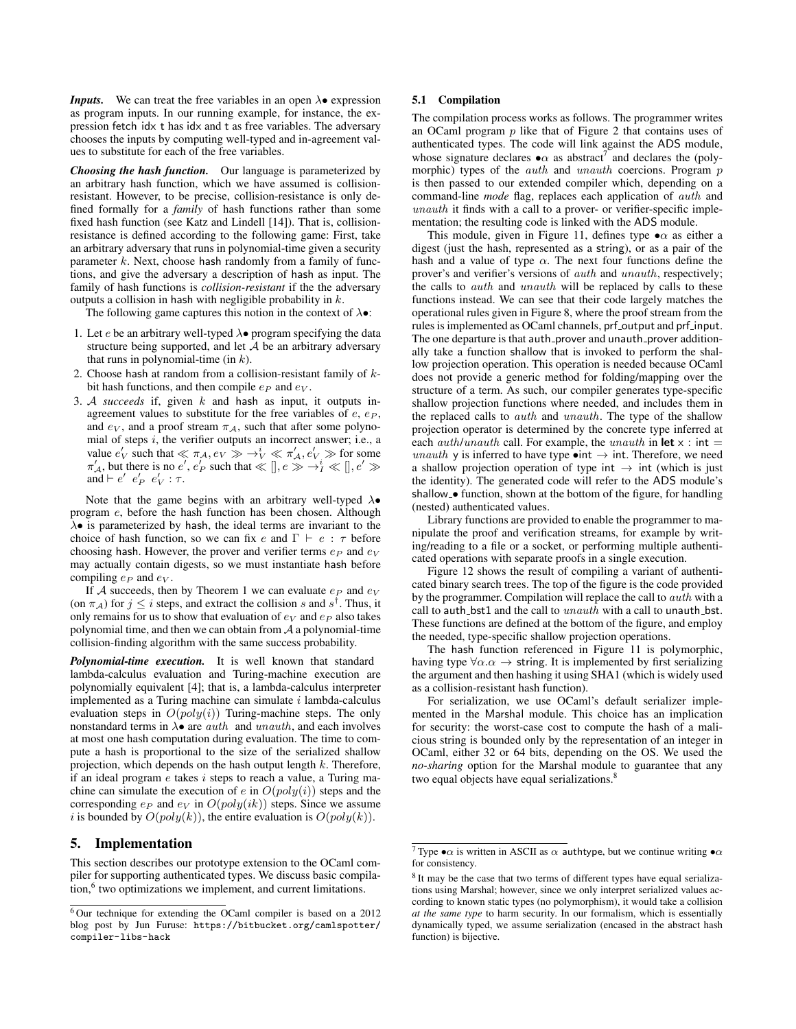***Inputs.*** We can treat the free variables in an open $\lambda\bullet$ expression as program inputs. In our running example, for instance, the expression fetch idx t has idx and t as free variables. The adversary chooses the inputs by computing well-typed and in-agreement values to substitute for each of the free variables.

***Choosing the hash function.*** Our language is parameterized by an arbitrary hash function, which we have assumed is collision-resistant. However, to be precise, collision-resistance is only defined formally for a *family* of hash functions rather than some fixed hash function (see Katz and Lindell [14]). That is, collision-resistance is defined according to the following game: First, take an arbitrary adversary that runs in polynomial-time given a security parameter $k$. Next, choose hash randomly from a family of functions, and give the adversary a description of hash as input. The family of hash functions is *collision-resistant* if the adversary outputs a collision in hash with negligible probability in $k$.

The following game captures this notion in the context of $\lambda\bullet$:

1. Let $e$ be an arbitrary well-typed $\lambda\bullet$ program specifying the data structure being supported, and let $\mathcal{A}$ be an arbitrary adversary that runs in polynomial-time (in $k$).
2. Choose hash at random from a collision-resistant family of $k$-bit hash functions, and then compile $e_P$ and $e_V$.
3. $\mathcal{A}$ *succeeds* if, given $k$ and hash as input, it outputs in-agreement values to substitute for the free variables of $e$, $e_P$, and $e_V$, and a proof stream $\pi_{\mathcal{A}}$, such that after some polynomial of steps $i$, the verifier outputs an incorrect answer; i.e., a value $e'_V$ such that $\ll \pi_{\mathcal{A}}, e_V \gg \rightarrow^i_V \ll \pi'_{\mathcal{A}}, e'_V \gg$ for some $\pi'_{\mathcal{A}}$, but there is no $e'$, $e'_P$ such that $\ll [], e \gg \rightarrow^i_I \ll [], e' \gg$ and $\vdash e' \;\; e'_P \;\; e'_V : \tau$.

Note that the game begins with an arbitrary well-typed $\lambda\bullet$ program $e$, before the hash function has been chosen. Although $\lambda\bullet$ is parameterized by hash, the ideal terms are invariant to the choice of hash function, so we can fix $e$ and $\Gamma \vdash e : \tau$ before choosing hash. However, the prover and verifier terms $e_P$ and $e_V$ may actually contain digests, so we must instantiate hash before compiling $e_P$ and $e_V$.

If $\mathcal{A}$ succeeds, then by Theorem 1 we can evaluate $e_P$ and $e_V$ (on $\pi_{\mathcal{A}}$) for $j \leq i$ steps, and extract the collision $s$ and $s^{\dagger}$. Thus, it only remains for us to show that evaluation of $e_V$ and $e_P$ also takes polynomial time, and then we can obtain from $\mathcal{A}$ a polynomial-time collision-finding algorithm with the same success probability.

***Polynomial-time execution.*** It is well known that standard lambda-calculus evaluation and Turing-machine execution are polynomially equivalent [4]; that is, a lambda-calculus interpreter implemented as a Turing machine can simulate $i$ lambda-calculus evaluation steps in $O(poly(i))$ Turing-machine steps. The only nonstandard terms in $\lambda\bullet$ are $auth$ and $unauth$, and each involves at most one hash computation during evaluation. The time to compute a hash is proportional to the size of the serialized shallow projection, which depends on the hash output length $k$. Therefore, if an ideal program $e$ takes $i$ steps to reach a value, a Turing machine can simulate the execution of $e$ in $O(poly(i))$ steps and the corresponding $e_P$ and $e_V$ in $O(poly(ik))$ steps. Since we assume $i$ is bounded by $O(poly(k))$, the entire evaluation is $O(poly(k))$.

# 5. Implementation

This section describes our prototype extension to the OCaml compiler for supporting authenticated types. We discuss basic compilation,[6] two optimizations we implement, and current limitations.

[6] Our technique for extending the OCaml compiler is based on a 2012 blog post by Jun Furuse: https://bitbucket.org/camlspotter/compiler-libs-hack

## 5.1 Compilation

The compilation process works as follows. The programmer writes an OCaml program $p$ like that of Figure 2 that contains uses of authenticated types. The code will link against the ADS module, whose signature declares $\bullet\alpha$ as abstract[7] and declares the (polymorphic) types of the $auth$ and $unauth$ coercions. Program $p$ is then passed to our extended compiler which, depending on a command-line *mode* flag, replaces each application of $auth$ and $unauth$ it finds with a call to a prover- or verifier-specific implementation; the resulting code is linked with the ADS module.

This module, given in Figure 11, defines type $\bullet\alpha$ as either a digest (just the hash, represented as a string), or as a pair of the hash and a value of type $\alpha$. The next four functions define the prover's and verifier's versions of $auth$ and $unauth$, respectively; the calls to $auth$ and $unauth$ will be replaced by calls to these functions instead. We can see that their code largely matches the operational rules given in Figure 8, where the proof stream from the rules is implemented as OCaml channels, prf_output and prf_input. The one departure is that auth_prover and unauth_prover additionally take a function shallow that is invoked to perform the shallow projection operation. This operation is needed because OCaml does not provide a generic method for folding/mapping over the structure of a term. As such, our compiler generates type-specific shallow projection functions where needed, and includes them in the replaced calls to $auth$ and $unauth$. The type of the shallow projection operator is determined by the concrete type inferred at each $auth$/$unauth$ call. For example, the $unauth$ in **let** x : int = $unauth$ y is inferred to have type $\bullet$int $\rightarrow$ int. Therefore, we need a shallow projection operation of type int $\rightarrow$ int (which is just the identity). The generated code will refer to the ADS module's shallow_$\bullet$ function, shown at the bottom of the figure, for handling (nested) authenticated values.

Library functions are provided to enable the programmer to manipulate the proof and verification streams, for example by writing/reading to a file or a socket, or performing multiple authenticated operations with separate proofs in a single execution.

Figure 12 shows the result of compiling a variant of authenticated binary search trees. The top of the figure is the code provided by the programmer. Compilation will replace the call to $auth$ with a call to auth_bst1 and the call to $unauth$ with a call to unauth_bst. These functions are defined at the bottom of the figure, and employ the needed, type-specific shallow projection operations.

The hash function referenced in Figure 11 is polymorphic, having type $\forall\alpha.\alpha \rightarrow$ string. It is implemented by first serializing the argument and then hashing it using SHA1 (which is widely used as a collision-resistant hash function).

For serialization, we use OCaml's default serializer implemented in the Marshal module. This choice has an implication for security: the worst-case cost to compute the hash of a malicious string is bounded only by the representation of an integer in OCaml, either 32 or 64 bits, depending on the OS. We used the *no-sharing* option for the Marshal module to guarantee that any two equal objects have equal serializations.[8]

[7] Type $\bullet\alpha$ is written in ASCII as $\alpha$ authtype, but we continue writing $\bullet\alpha$ for consistency.

[8] It may be the case that two terms of different types have equal serializations using Marshal; however, since we only interpret serialized values according to known static types (no polymorphism), it would take a collision *at the same type* to harm security. In our formalism, which is essentially dynamically typed, we assume serialization (encased in the abstract hash function) is bijective.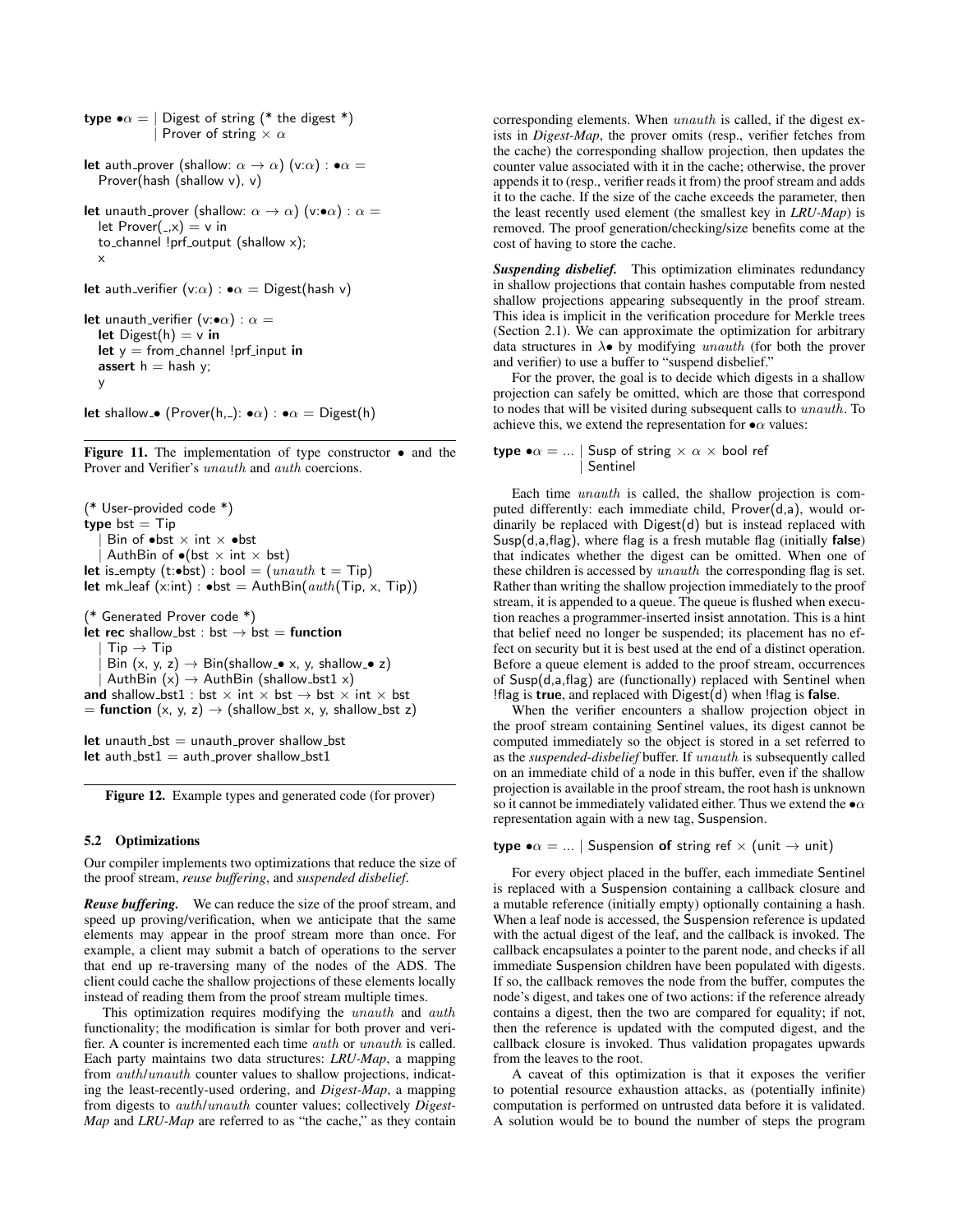```
type •α = | Digest of string (* the digest *)
          | Prover of string × α

let auth_prover (shallow: α → α) (v:α) : •α =
  Prover(hash (shallow v), v)

let unauth_prover (shallow: α → α) (v:•α) : α =
  let Prover(_,x) = v in
  to_channel !prf_output (shallow x);
  x

let auth_verifier (v:α) : •α = Digest(hash v)

let unauth_verifier (v:•α) : α =
  let Digest(h) = v in
  let y = from_channel !prf_input in
  assert h = hash y;
  y

let shallow_• (Prover(h,_): •α) : •α = Digest(h)
```

**Figure 11.** The implementation of type constructor • and the Prover and Verifier's *unauth* and *auth* coercions.

```
(* User-provided code *)
type bst = Tip
  | Bin of •bst × int × •bst
  | AuthBin of •(bst × int × bst)
let is_empty (t:•bst) : bool = (unauth t = Tip)
let mk_leaf (x:int) : •bst = AuthBin(auth(Tip, x, Tip))

(* Generated Prover code *)
let rec shallow_bst : bst → bst = function
  | Tip → Tip
  | Bin (x, y, z) → Bin(shallow_• x, y, shallow_• z)
  | AuthBin (x) → AuthBin (shallow_bst1 x)
and shallow_bst1 : bst × int × bst → bst × int × bst
= function (x, y, z) → (shallow_bst x, y, shallow_bst z)

let unauth_bst = unauth_prover shallow_bst
let auth_bst1 = auth_prover shallow_bst1
```

**Figure 12.** Example types and generated code (for prover)

### 5.2 Optimizations

Our compiler implements two optimizations that reduce the size of the proof stream, *reuse buffering*, and *suspended disbelief*.

***Reuse buffering.*** We can reduce the size of the proof stream, and speed up proving/verification, when we anticipate that the same elements may appear in the proof stream more than once. For example, a client may submit a batch of operations to the server that end up re-traversing many of the nodes of the ADS. The client could cache the shallow projections of these elements locally instead of reading them from the proof stream multiple times.

This optimization requires modifying the *unauth* and *auth* functionality; the modification is simlar for both prover and verifier. A counter is incremented each time *auth* or *unauth* is called. Each party maintains two data structures: ***LRU-Map***, a mapping from *auth*/*unauth* counter values to shallow projections, indicating the least-recently-used ordering, and ***Digest-Map***, a mapping from digests to *auth*/*unauth* counter values; collectively ***Digest-Map*** and ***LRU-Map*** are referred to as "the cache," as they contain corresponding elements. When *unauth* is called, if the digest exists in *Digest-Map*, the prover omits (resp., verifier fetches from the cache) the corresponding shallow projection, then updates the counter value associated with it in the cache; otherwise, the prover appends it to (resp., verifier reads it from) the proof stream and adds it to the cache. If the size of the cache exceeds the parameter, then the least recently used element (the smallest key in *LRU-Map*) is removed. The proof generation/checking/size benefits come at the cost of having to store the cache.

***Suspending disbelief.*** This optimization eliminates redundancy in shallow projections that contain hashes computable from nested shallow projections appearing subsequently in the proof stream. This idea is implicit in the verification procedure for Merkle trees (Section 2.1). We can approximate the optimization for arbitrary data structures in λ• by modifying *unauth* (for both the prover and verifier) to use a buffer to "suspend disbelief."

For the prover, the goal is to decide which digests in a shallow projection can safely be omitted, which are those that correspond to nodes that will be visited during subsequent calls to *unauth*. To achieve this, we extend the representation for •α values:

```
type •α = ... | Susp of string × α × bool ref
              | Sentinel
```

Each time *unauth* is called, the shallow projection is computed differently: each immediate child, Prover(d,a), would ordinarily be replaced with Digest(d) but is instead replaced with Susp(d,a,flag), where flag is a fresh mutable flag (initially **false**) that indicates whether the digest can be omitted. When one of these children is accessed by *unauth* the corresponding flag is set. Rather than writing the shallow projection immediately to the proof stream, it is appended to a queue. The queue is flushed when execution reaches a programmer-inserted insist annotation. This is a hint that belief need no longer be suspended; its placement has no effect on security but it is best used at the end of a distinct operation. Before a queue element is added to the proof stream, occurrences of Susp(d,a,flag) are (functionally) replaced with Sentinel when !flag is **true**, and replaced with Digest(d) when !flag is **false**.

When the verifier encounters a shallow projection object in the proof stream containing Sentinel values, its digest cannot be computed immediately so the object is stored in a set referred to as the *suspended-disbelief* buffer. If *unauth* is subsequently called on an immediate child of a node in this buffer, even if the shallow projection is available in the proof stream, the root hash is unknown so it cannot be immediately validated either. Thus we extend the •α representation again with a new tag, Suspension.

```
type •α = ... | Suspension of string ref × (unit → unit)
```

For every object placed in the buffer, each immediate Sentinel is replaced with a Suspension containing a callback closure and a mutable reference (initially empty) optionally containing a hash. When a leaf node is accessed, the Suspension reference is updated with the actual digest of the leaf, and the callback is invoked. The callback encapsulates a pointer to the parent node, and checks if all immediate Suspension children have been populated with digests. If so, the callback removes the node from the buffer, computes the node's digest, and takes one of two actions: if the reference already contains a digest, then the two are compared for equality; if not, then the reference is updated with the computed digest, and the callback closure is invoked. Thus validation propagates upwards from the leaves to the root.

A caveat of this optimization is that it exposes the verifier to potential resource exhaustion attacks, as (potentially infinite) computation is performed on untrusted data before it is validated. A solution would be to bound the number of steps the program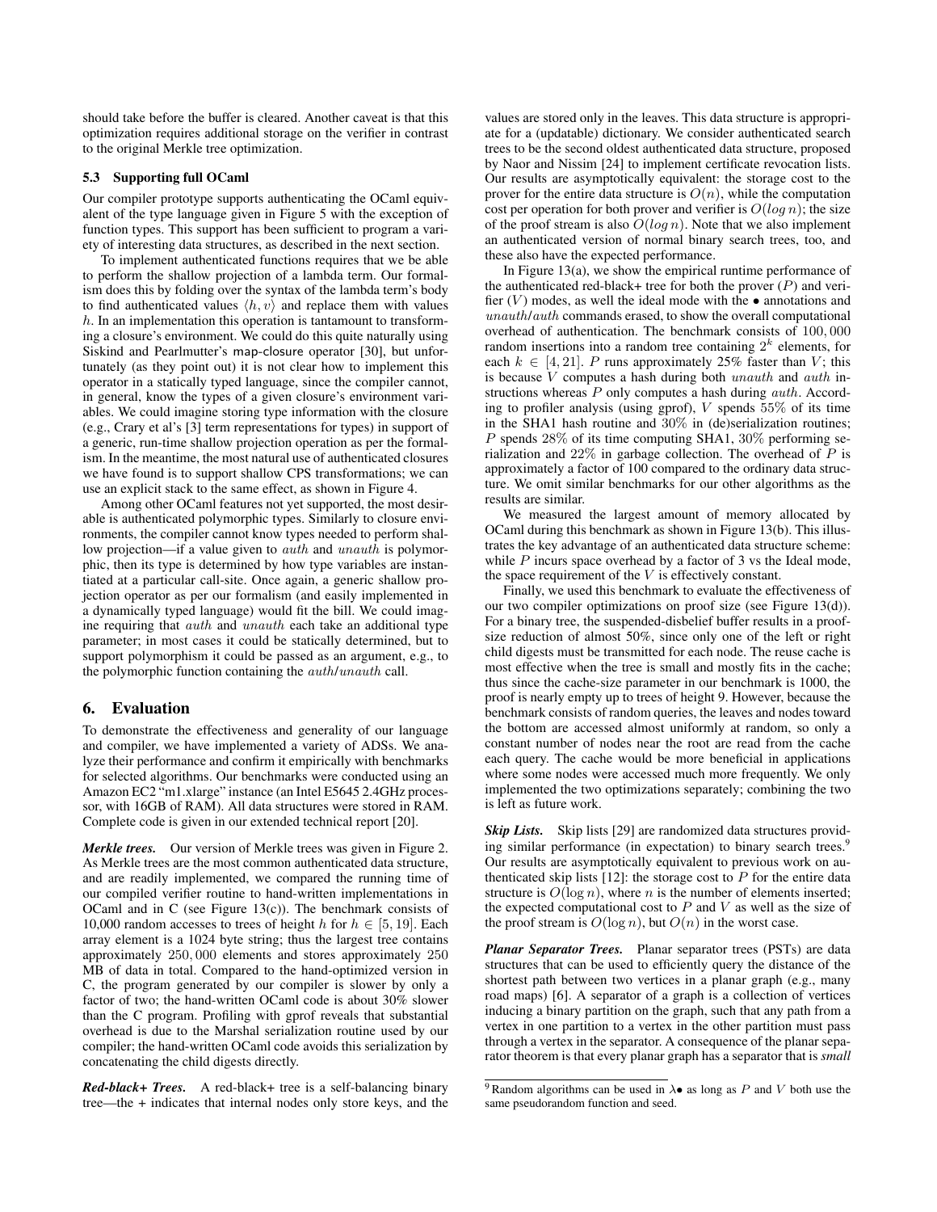should take before the buffer is cleared. Another caveat is that this optimization requires additional storage on the verifier in contrast to the original Merkle tree optimization.

### 5.3 Supporting full OCaml

Our compiler prototype supports authenticating the OCaml equivalent of the type language given in Figure 5 with the exception of function types. This support has been sufficient to program a variety of interesting data structures, as described in the next section.

To implement authenticated functions requires that we be able to perform the shallow projection of a lambda term. Our formalism does this by folding over the syntax of the lambda term's body to find authenticated values $\langle h, v \rangle$ and replace them with values $h$. In an implementation this operation is tantamount to transforming a closure's environment. We could do this quite naturally using Siskind and Pearlmutter's map-closure operator [30], but unfortunately (as they point out) it is not clear how to implement this operator in a statically typed language, since the compiler cannot, in general, know the types of a given closure's environment variables. We could imagine storing type information with the closure (e.g., Crary et al's [3] term representations for types) in support of a generic, run-time shallow projection operation as per the formalism. In the meantime, the most natural use of authenticated closures we have found is to support shallow CPS transformations; we can use an explicit stack to the same effect, as shown in Figure 4.

Among other OCaml features not yet supported, the most desirable is authenticated polymorphic types. Similarly to closure environments, the compiler cannot know types needed to perform shallow projection—if a value given to $auth$ and $unauth$ is polymorphic, then its type is determined by how type variables are instantiated at a particular call-site. Once again, a generic shallow projection operator as per our formalism (and easily implemented in a dynamically typed language) would fit the bill. We could imagine requiring that $auth$ and $unauth$ each take an additional type parameter; in most cases it could be statically determined, but to support polymorphism it could be passed as an argument, e.g., to the polymorphic function containing the $auth$/$unauth$ call.

## 6. Evaluation

To demonstrate the effectiveness and generality of our language and compiler, we have implemented a variety of ADSs. We analyze their performance and confirm it empirically with benchmarks for selected algorithms. Our benchmarks were conducted using an Amazon EC2 "m1.xlarge" instance (an Intel E5645 2.4GHz processor, with 16GB of RAM). All data structures were stored in RAM. Complete code is given in our extended technical report [20].

***Merkle trees.*** Our version of Merkle trees was given in Figure 2. As Merkle trees are the most common authenticated data structure, and are readily implemented, we compared the running time of our compiled verifier routine to hand-written implementations in OCaml and in C (see Figure 13(c)). The benchmark consists of 10,000 random accesses to trees of height $h$ for $h \in [5, 19]$. Each array element is a 1024 byte string; thus the largest tree contains approximately $250,000$ elements and stores approximately $250$ MB of data in total. Compared to the hand-optimized version in C, the program generated by our compiler is slower by only a factor of two; the hand-written OCaml code is about 30% slower than the C program. Profiling with gprof reveals that substantial overhead is due to the Marshal serialization routine used by our compiler; the hand-written OCaml code avoids this serialization by concatenating the child digests directly.

***Red-black+ Trees.*** A red-black+ tree is a self-balancing binary tree—the + indicates that internal nodes only store keys, and the values are stored only in the leaves. This data structure is appropriate for a (updatable) dictionary. We consider authenticated search trees to be the second oldest authenticated data structure, proposed by Naor and Nissim [24] to implement certificate revocation lists. Our results are asymptotically equivalent: the storage cost to the prover for the entire data structure is $O(n)$, while the computation cost per operation for both prover and verifier is $O(log\, n)$; the size of the proof stream is also $O(log\, n)$. Note that we also implement an authenticated version of normal binary search trees, too, and these also have the expected performance.

In Figure 13(a), we show the empirical runtime performance of the authenticated red-black+ tree for both the prover ($P$) and verifier ($V$) modes, as well the ideal mode with the $\bullet$ annotations and $unauth$/$auth$ commands erased, to show the overall computational overhead of authentication. The benchmark consists of $100,000$ random insertions into a random tree containing $2^k$ elements, for each $k \in [4, 21]$. $P$ runs approximately 25% faster than $V$; this is because $V$ computes a hash during both $unauth$ and $auth$ instructions whereas $P$ only computes a hash during $auth$. According to profiler analysis (using gprof), $V$ spends $55\%$ of its time in the SHA1 hash routine and $30\%$ in (de)serialization routines; $P$ spends $28\%$ of its time computing SHA1, $30\%$ performing serialization and $22\%$ in garbage collection. The overhead of $P$ is approximately a factor of 100 compared to the ordinary data structure. We omit similar benchmarks for our other algorithms as the results are similar.

We measured the largest amount of memory allocated by OCaml during this benchmark as shown in Figure 13(b). This illustrates the key advantage of an authenticated data structure scheme: while $P$ incurs space overhead by a factor of 3 vs the Ideal mode, the space requirement of the $V$ is effectively constant.

Finally, we used this benchmark to evaluate the effectiveness of our two compiler optimizations on proof size (see Figure 13(d)). For a binary tree, the suspended-disbelief buffer results in a proof-size reduction of almost 50%, since only one of the left or right child digests must be transmitted for each node. The reuse cache is most effective when the tree is small and mostly fits in the cache; thus since the cache-size parameter in our benchmark is 1000, the proof is nearly empty up to trees of height 9. However, because the benchmark consists of random queries, the leaves and nodes toward the bottom are accessed almost uniformly at random, so only a constant number of nodes near the root are read from the cache each query. The cache would be more beneficial in applications where some nodes were accessed much more frequently. We only implemented the two optimizations separately; combining the two is left as future work.

***Skip Lists.*** Skip lists [29] are randomized data structures providing similar performance (in expectation) to binary search trees.[9] Our results are asymptotically equivalent to previous work on authenticated skip lists [12]: the storage cost to $P$ for the entire data structure is $O(\log n)$, where $n$ is the number of elements inserted; the expected computational cost to $P$ and $V$ as well as the size of the proof stream is $O(\log n)$, but $O(n)$ in the worst case.

***Planar Separator Trees.*** Planar separator trees (PSTs) are data structures that can be used to efficiently query the distance of the shortest path between two vertices in a planar graph (e.g., many road maps) [6]. A separator of a graph is a collection of vertices inducing a binary partition on the graph, such that any path from a vertex in one partition to a vertex in the other partition must pass through a vertex in the separator. A consequence of the planar separator theorem is that every planar graph has a separator that is *small*

---

[9] Random algorithms can be used in $\lambda\bullet$ as long as $P$ and $V$ both use the same pseudorandom function and seed.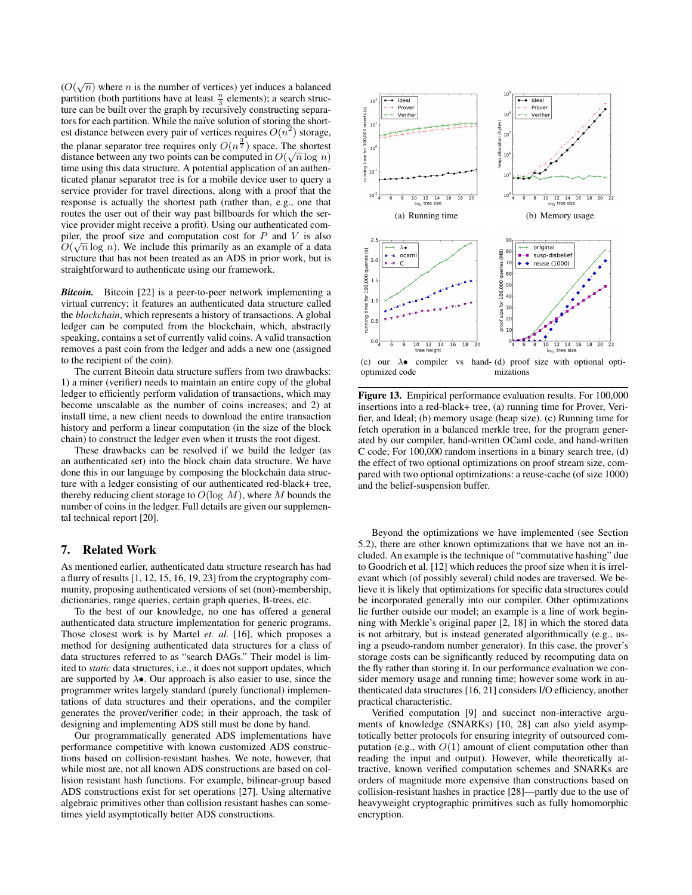($O(\sqrt{n})$ where $n$ is the number of vertices) yet induces a balanced partition (both partitions have at least $\frac{n}{3}$ elements); a search structure can be built over the graph by recursively constructing separators for each partition. While the naïve solution of storing the shortest distance between every pair of vertices requires $O(n^2)$ storage, the planar separator tree requires only $O(n^{\frac{3}{2}})$ space. The shortest distance between any two points can be computed in $O(\sqrt{n} \log n)$ time using this data structure. A potential application of an authenticated planar separator tree is for a mobile device user to query a service provider for travel directions, along with a proof that the response is actually the shortest path (rather than, e.g., one that routes the user out of their way past billboards for which the service provider might receive a profit). Using our authenticated compiler, the proof size and computation cost for $P$ and $V$ is also $O(\sqrt{n} \log n)$. We include this primarily as an example of a data structure that has not been treated as an ADS in prior work, but is straightforward to authenticate using our framework.

***Bitcoin.*** Bitcoin [22] is a peer-to-peer network implementing a virtual currency; it features an authenticated data structure called the *blockchain*, which represents a history of transactions. A global ledger can be computed from the blockchain, which, abstractly speaking, contains a set of currently valid coins. A valid transaction removes a past coin from the ledger and adds a new one (assigned to the recipient of the coin).

The current Bitcoin data structure suffers from two drawbacks: 1) a miner (verifier) needs to maintain an entire copy of the global ledger to efficiently perform validation of transactions, which may become unscalable as the number of coins increases; and 2) at install time, a new client needs to download the entire transaction history and perform a linear computation (in the size of the block chain) to construct the ledger even when it trusts the root digest.

These drawbacks can be resolved if we build the ledger (as an authenticated set) into the block chain data structure. We have done this in our language by composing the blockchain data structure with a ledger consisting of our authenticated red-black+ tree, thereby reducing client storage to $O(\log M)$, where $M$ bounds the number of coins in the ledger. Full details are given our supplemental technical report [20].

## 7. Related Work

As mentioned earlier, authenticated data structure research has had a flurry of results [1, 12, 15, 16, 19, 23] from the cryptography community, proposing authenticated versions of set (non)-membership, dictionaries, range queries, certain graph queries, B-trees, etc.

To the best of our knowledge, no one has offered a general authenticated data structure implementation for generic programs. Those closest work is by Martel *et. al.* [16], which proposes a method for designing authenticated data structures for a class of data structures referred to as "search DAGs." Their model is limited to *static* data structures, i.e., it does not support updates, which are supported by λ•. Our approach is also easier to use, since the programmer writes largely standard (purely functional) implementations of data structures and their operations, and the compiler generates the prover/verifier code; in their approach, the task of designing and implementing ADS still must be done by hand.

Our programmatically generated ADS implementations have performance competitive with known customized ADS constructions based on collision-resistant hashes. We note, however, that while most are, not all known ADS constructions are based on collision resistant hash functions. For example, bilinear-group based ADS constructions exist for set operations [27]. Using alternative algebraic primitives other than collision resistant hashes can sometimes yield asymptotically better ADS constructions.

(a) Running time

(b) Memory usage

(c) our λ• compiler vs hand-optimized code

(d) proof size with optional optimizations

**Figure 13.** Empirical performance evaluation results. For 100,000 insertions into a red-black+ tree, (a) running time for Prover, Verifier, and Ideal; (b) memory usage (heap size). (c) Running time for fetch operation in a balanced merkle tree, for the program generated by our compiler, hand-written OCaml code, and hand-written C code; For 100,000 random insertions in a binary search tree, (d) the effect of two optional optimizations on proof stream size, compared with two optional optimizations: a reuse-cache (of size 1000) and the belief-suspension buffer.

Beyond the optimizations we have implemented (see Section 5.2), there are other known optimizations that we have not an included. An example is the technique of "commutative hashing" due to Goodrich et al. [12] which reduces the proof size when it is irrelevant which (of possibly several) child nodes are traversed. We believe it is likely that optimizations for specific data structures could be incorporated generally into our compiler. Other optimizations lie further outside our model; an example is a line of work beginning with Merkle's original paper [2, 18] in which the stored data is not arbitrary, but is instead generated algorithmically (e.g., using a pseudo-random number generator). In this case, the prover's storage costs can be significantly reduced by recomputing data on the fly rather than storing it. In our performance evaluation we consider memory usage and running time; however some work in authenticated data structures [16, 21] considers I/O efficiency, another practical characteristic.

Verified computation [9] and succinct non-interactive arguments of knowledge (SNARKs) [10, 28] can also yield asymptotically better protocols for ensuring integrity of outsourced computation (e.g., with $O(1)$ amount of client computation other than reading the input and output). However, while theoretically attractive, known verified computation schemes and SNARKs are orders of magnitude more expensive than constructions based on collision-resistant hashes in practice [28]—partly due to the use of heavyweight cryptographic primitives such as fully homomorphic encryption.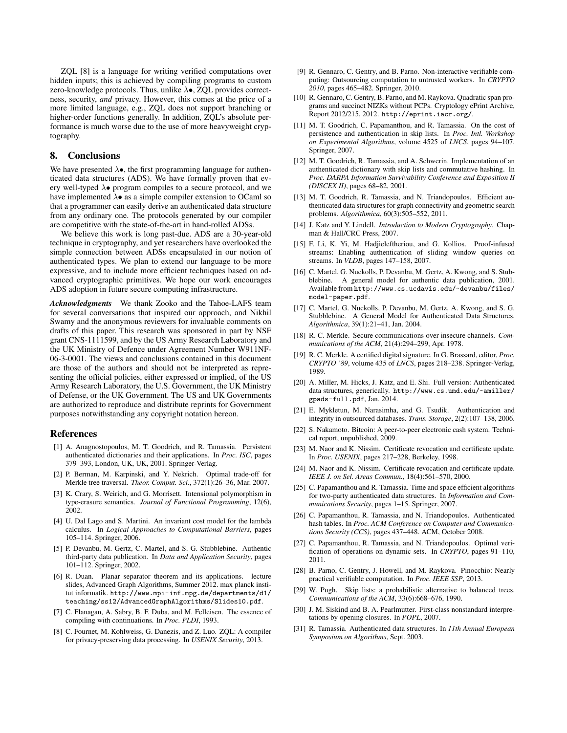ZQL [8] is a language for writing verified computations over hidden inputs; this is achieved by compiling programs to custom zero-knowledge protocols. Thus, unlike $\lambda\bullet$, ZQL provides correctness, security, *and* privacy. However, this comes at the price of a more limited language, e.g., ZQL does not support branching or higher-order functions generally. In addition, ZQL's absolute performance is much worse due to the use of more heavyweight cryptography.

## 8. Conclusions

We have presented $\lambda\bullet$, the first programming language for authenticated data structures (ADS). We have formally proven that every well-typed $\lambda\bullet$ program compiles to a secure protocol, and we have implemented $\lambda\bullet$ as a simple compiler extension to OCaml so that a programmer can easily derive an authenticated data structure from any ordinary one. The protocols generated by our compiler are competitive with the state-of-the-art in hand-rolled ADSs.

We believe this work is long past-due. ADS are a 30-year-old technique in cryptography, and yet researchers have overlooked the simple connection between ADSs encapsulated in our notion of authenticated types. We plan to extend our language to be more expressive, and to include more efficient techniques based on advanced cryptographic primitives. We hope our work encourages ADS adoption in future secure computing infrastructure.

***Acknowledgments*** We thank Zooko and the Tahoe-LAFS team for several conversations that inspired our approach, and Nikhil Swamy and the anonymous reviewers for invaluable comments on drafts of this paper. This research was sponsored in part by NSF grant CNS-1111599, and by the US Army Research Laboratory and the UK Ministry of Defence under Agreement Number W911NF-06-3-0001. The views and conclusions contained in this document are those of the authors and should not be interpreted as representing the official policies, either expressed or implied, of the US Army Research Laboratory, the U.S. Government, the UK Ministry of Defense, or the UK Government. The US and UK Governments are authorized to reproduce and distribute reprints for Government purposes notwithstanding any copyright notation hereon.

## References

[1] A. Anagnostopoulos, M. T. Goodrich, and R. Tamassia. Persistent authenticated dictionaries and their applications. In *Proc. ISC*, pages 379–393, London, UK, UK, 2001. Springer-Verlag.

[2] P. Berman, M. Karpinski, and Y. Nekrich. Optimal trade-off for Merkle tree traversal. *Theor. Comput. Sci.*, 372(1):26–36, Mar. 2007.

[3] K. Crary, S. Weirich, and G. Morrisett. Intensional polymorphism in type-erasure semantics. *Journal of Functional Programming*, 12(6), 2002.

[4] U. Dal Lago and S. Martini. An invariant cost model for the lambda calculus. In *Logical Approaches to Computational Barriers*, pages 105–114. Springer, 2006.

[5] P. Devanbu, M. Gertz, C. Martel, and S. G. Stubblebine. Authentic third-party data publication. In *Data and Application Security*, pages 101–112. Springer, 2002.

[6] R. Duan. Planar separator theorem and its applications. lecture slides, Advanced Graph Algorithms, Summer 2012. max planck institut informatik. http://www.mpi-inf.mpg.de/departments/d1/teaching/ss12/AdvancedGraphAlgorithms/Slides10.pdf.

[7] C. Flanagan, A. Sabry, B. F. Duba, and M. Felleisen. The essence of compiling with continuations. In *Proc. PLDI*, 1993.

[8] C. Fournet, M. Kohlweiss, G. Danezis, and Z. Luo. ZQL: A compiler for privacy-preserving data processing. In *USENIX Security*, 2013.

[9] R. Gennaro, C. Gentry, and B. Parno. Non-interactive verifiable computing: Outsourcing computation to untrusted workers. In *CRYPTO 2010*, pages 465–482. Springer, 2010.

[10] R. Gennaro, C. Gentry, B. Parno, and M. Raykova. Quadratic span programs and succinct NIZKs without PCPs. Cryptology ePrint Archive, Report 2012/215, 2012. http://eprint.iacr.org/.

[11] M. T. Goodrich, C. Papamanthou, and R. Tamassia. On the cost of persistence and authentication in skip lists. In *Proc. Intl. Workshop on Experimental Algorithms*, volume 4525 of *LNCS*, pages 94–107. Springer, 2007.

[12] M. T. Goodrich, R. Tamassia, and A. Schwerin. Implementation of an authenticated dictionary with skip lists and commutative hashing. In *Proc. DARPA Information Survivability Conference and Exposition II (DISCEX II)*, pages 68–82, 2001.

[13] M. T. Goodrich, R. Tamassia, and N. Triandopoulos. Efficient authenticated data structures for graph connectivity and geometric search problems. *Algorithmica*, 60(3):505–552, 2011.

[14] J. Katz and Y. Lindell. *Introduction to Modern Cryptography*. Chapman & Hall/CRC Press, 2007.

[15] F. Li, K. Yi, M. Hadjieleftheriou, and G. Kollios. Proof-infused streams: Enabling authentication of sliding window queries on streams. In *VLDB*, pages 147–158, 2007.

[16] C. Martel, G. Nuckolls, P. Devanbu, M. Gertz, A. Kwong, and S. Stubblebine. A general model for authentic data publication, 2001. Available from http://www.cs.ucdavis.edu/~devanbu/files/model-paper.pdf.

[17] C. Martel, G. Nuckolls, P. Devanbu, M. Gertz, A. Kwong, and S. G. Stubblebine. A General Model for Authenticated Data Structures. *Algorithmica*, 39(1):21–41, Jan. 2004.

[18] R. C. Merkle. Secure communications over insecure channels. *Communications of the ACM*, 21(4):294–299, Apr. 1978.

[19] R. C. Merkle. A certified digital signature. In G. Brassard, editor, *Proc. CRYPTO '89*, volume 435 of *LNCS*, pages 218–238. Springer-Verlag, 1989.

[20] A. Miller, M. Hicks, J. Katz, and E. Shi. Full version: Authenticated data structures, generically. http://www.cs.umd.edu/~amiller/gpads-full.pdf, Jan. 2014.

[21] E. Mykletun, M. Narasimha, and G. Tsudik. Authentication and integrity in outsourced databases. *Trans. Storage*, 2(2):107–138, 2006.

[22] S. Nakamoto. Bitcoin: A peer-to-peer electronic cash system. Technical report, unpublished, 2009.

[23] M. Naor and K. Nissim. Certificate revocation and certificate update. In *Proc. USENIX*, pages 217–228, Berkeley, 1998.

[24] M. Naor and K. Nissim. Certificate revocation and certificate update. *IEEE J. on Sel. Areas Commun.*, 18(4):561–570, 2000.

[25] C. Papamanthou and R. Tamassia. Time and space efficient algorithms for two-party authenticated data structures. In *Information and Communications Security*, pages 1–15. Springer, 2007.

[26] C. Papamanthou, R. Tamassia, and N. Triandopoulos. Authenticated hash tables. In *Proc. ACM Conference on Computer and Communications Security (CCS)*, pages 437–448. ACM, October 2008.

[27] C. Papamanthou, R. Tamassia, and N. Triandopoulos. Optimal verification of operations on dynamic sets. In *CRYPTO*, pages 91–110, 2011.

[28] B. Parno, C. Gentry, J. Howell, and M. Raykova. Pinocchio: Nearly practical verifiable computation. In *Proc. IEEE SSP*, 2013.

[29] W. Pugh. Skip lists: a probabilistic alternative to balanced trees. *Communications of the ACM*, 33(6):668–676, 1990.

[30] J. M. Siskind and B. A. Pearlmutter. First-class nonstandard interpretations by opening closures. In *POPL*, 2007.

[31] R. Tamassia. Authenticated data structures. In *11th Annual European Symposium on Algorithms*, Sept. 2003.